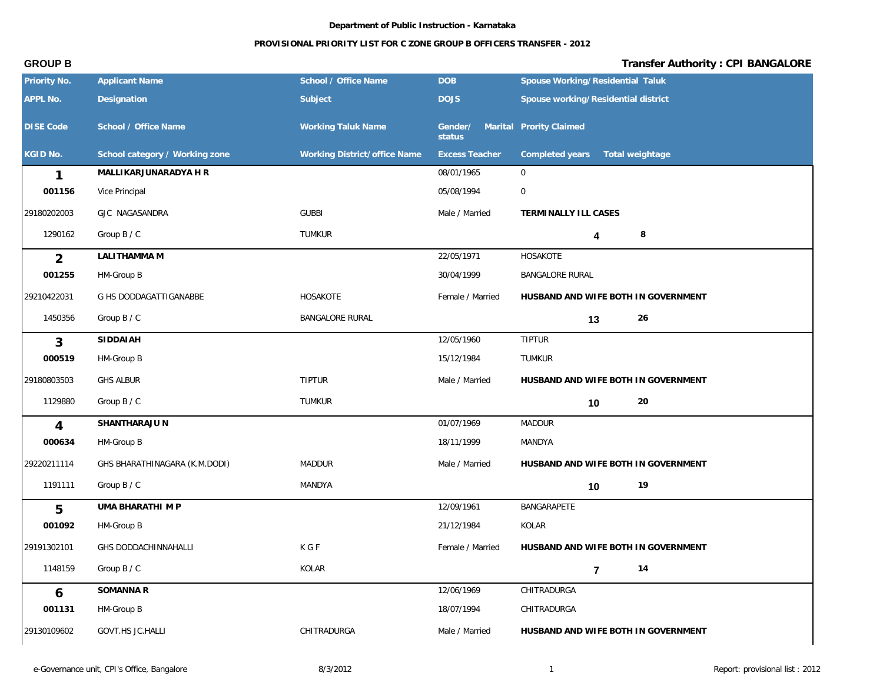**Department of Public Instruction - Karnataka**

**PROVISIONAL PRIORITY LIST FOR C ZONE GROUP B OFFICERS TRANSFER - 2012**

**GROUP B** **Transfer Authority : CPI BANGALORE**

| Priority No. / APPL No. / DISE Code / KGID No. | Applicant Name / Designation / School / Office Name / School category / Working zone | School / Office Name / Subject / Working Taluk Name / Working District/office Name | DOB / DOJS / Gender/ Marital status / Excess Teacher | Spouse Working/Residential Taluk / Spouse working/Residential district / Prority Claimed / Completed years | Total weightage |
|---|---|---|---|---|---|
| **1** | **MALLIKARJUNARADYA H R** | | 08/01/1965 | 0 | |
| **001156** | Vice Principal | | 05/08/1994 | 0 | |
| 29180202003 | GJC NAGASANDRA | GUBBI | Male / Married | **TERMINALLY ILL CASES** | |
| 1290162 | Group B / C | TUMKUR | | **4** | **8** |
| **2** | **LALITHAMMA M** | | 22/05/1971 | HOSAKOTE | |
| **001255** | HM-Group B | | 30/04/1999 | BANGALORE RURAL | |
| 29210422031 | G HS DODDAGATTIGANABBE | HOSAKOTE | Female / Married | **HUSBAND AND WIFE BOTH IN GOVERNMENT** | |
| 1450356 | Group B / C | BANGALORE RURAL | | **13** | **26** |
| **3** | **SIDDAIAH** | | 12/05/1960 | TIPTUR | |
| **000519** | HM-Group B | | 15/12/1984 | TUMKUR | |
| 29180803503 | GHS ALBUR | TIPTUR | Male / Married | **HUSBAND AND WIFE BOTH IN GOVERNMENT** | |
| 1129880 | Group B / C | TUMKUR | | **10** | **20** |
| **4** | **SHANTHARAJU N** | | 01/07/1969 | MADDUR | |
| **000634** | HM-Group B | | 18/11/1999 | MANDYA | |
| 29220211114 | GHS BHARATHINAGARA (K.M.DODI) | MADDUR | Male / Married | **HUSBAND AND WIFE BOTH IN GOVERNMENT** | |
| 1191111 | Group B / C | MANDYA | | **10** | **19** |
| **5** | **UMA BHARATHI M P** | | 12/09/1961 | BANGARAPETE | |
| **001092** | HM-Group B | | 21/12/1984 | KOLAR | |
| 29191302101 | GHS DODDACHINNAHALLI | K G F | Female / Married | **HUSBAND AND WIFE BOTH IN GOVERNMENT** | |
| 1148159 | Group B / C | KOLAR | | **7** | **14** |
| **6** | **SOMANNA R** | | 12/06/1969 | CHITRADURGA | |
| **001131** | HM-Group B | | 18/07/1994 | CHITRADURGA | |
| 29130109602 | GOVT.HS JC.HALLI | CHITRADURGA | Male / Married | **HUSBAND AND WIFE BOTH IN GOVERNMENT** | |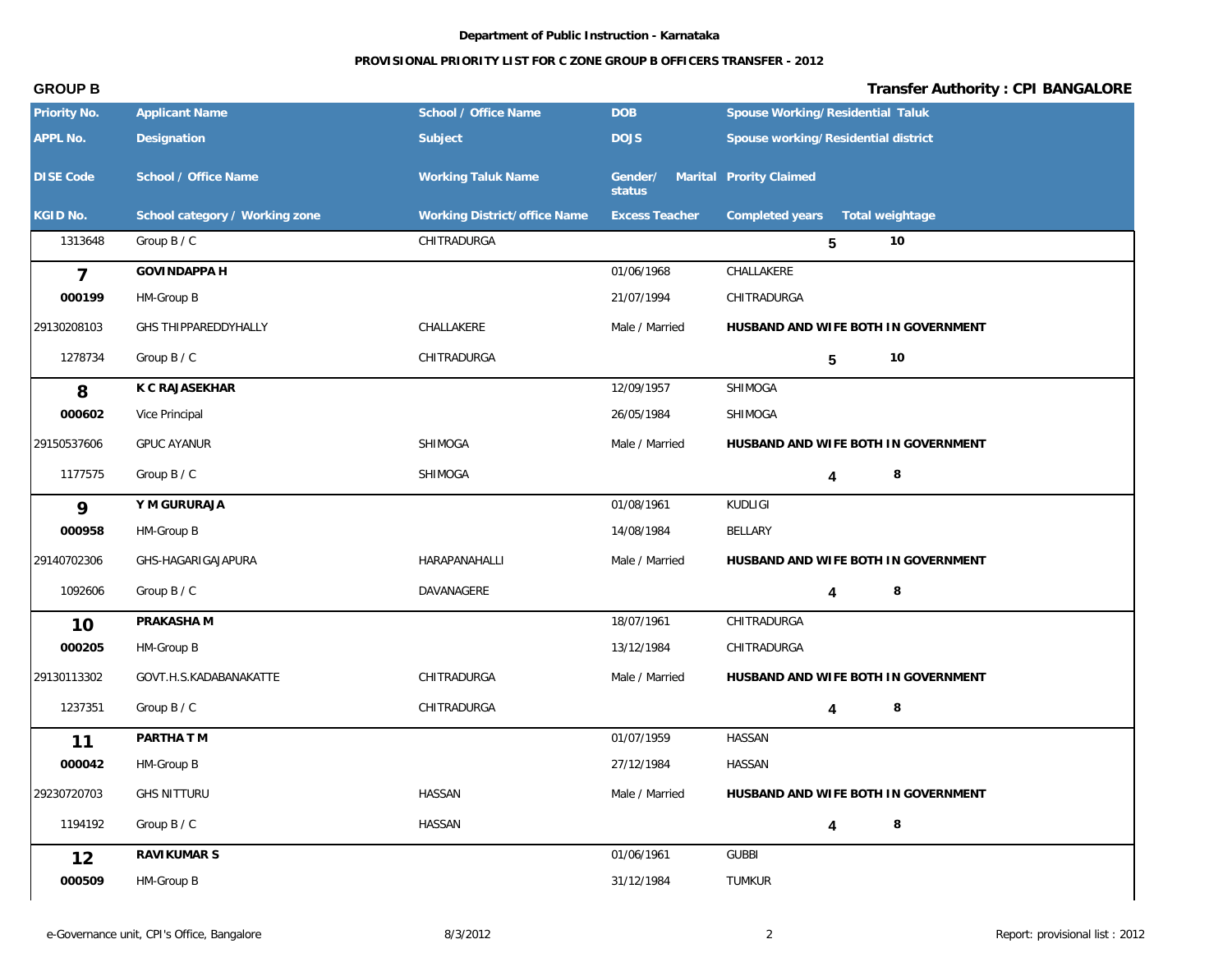Department of Public Instruction - Karnataka

PROVISIONAL PRIORITY LIST FOR C ZONE GROUP B OFFICERS TRANSFER - 2012

**GROUP B** — **Transfer Authority : CPI BANGALORE**

| Priority No. / APPL No. / DISE Code / KGID No. | Applicant Name / Designation / School / Office Name / School category / Working zone | School / Office Name / Subject / Working Taluk Name / Working District/office Name | DOB / DOJS / Gender/ Marital status / Excess Teacher | Spouse Working/Residential Taluk / Spouse working/Residential district / Prority Claimed / Completed years | Total weightage |
|---|---|---|---|---|---|
| 1313648 | Group B / C | CHITRADURGA | | 5 | 10 |
| **7** | **GOVINDAPPA H** | | 01/06/1968 | CHALLAKERE | |
| **000199** | HM-Group B | | 21/07/1994 | CHITRADURGA | |
| 29130208103 | GHS THIPPAREDDYHALLY | CHALLAKERE | Male / Married | **HUSBAND AND WIFE BOTH IN GOVERNMENT** | |
| 1278734 | Group B / C | CHITRADURGA | | 5 | 10 |
| **8** | **K C RAJASEKHAR** | | 12/09/1957 | SHIMOGA | |
| **000602** | Vice Principal | | 26/05/1984 | SHIMOGA | |
| 29150537606 | GPUC AYANUR | SHIMOGA | Male / Married | **HUSBAND AND WIFE BOTH IN GOVERNMENT** | |
| 1177575 | Group B / C | SHIMOGA | | 4 | 8 |
| **9** | **Y M GURURAJA** | | 01/08/1961 | KUDLIGI | |
| **000958** | HM-Group B | | 14/08/1984 | BELLARY | |
| 29140702306 | GHS-HAGARIGAJAPURA | HARAPANAHALLI | Male / Married | **HUSBAND AND WIFE BOTH IN GOVERNMENT** | |
| 1092606 | Group B / C | DAVANAGERE | | 4 | 8 |
| **10** | **PRAKASHA M** | | 18/07/1961 | CHITRADURGA | |
| **000205** | HM-Group B | | 13/12/1984 | CHITRADURGA | |
| 29130113302 | GOVT.H.S.KADABANAKATTE | CHITRADURGA | Male / Married | **HUSBAND AND WIFE BOTH IN GOVERNMENT** | |
| 1237351 | Group B / C | CHITRADURGA | | 4 | 8 |
| **11** | **PARTHA T M** | | 01/07/1959 | HASSAN | |
| **000042** | HM-Group B | | 27/12/1984 | HASSAN | |
| 29230720703 | GHS NITTURU | HASSAN | Male / Married | **HUSBAND AND WIFE BOTH IN GOVERNMENT** | |
| 1194192 | Group B / C | HASSAN | | 4 | 8 |
| **12** | **RAVIKUMAR S** | | 01/06/1961 | GUBBI | |
| **000509** | HM-Group B | | 31/12/1984 | TUMKUR | |

e-Governance unit, CPI's Office, Bangalore — 8/3/2012 — Report: provisional list : 2012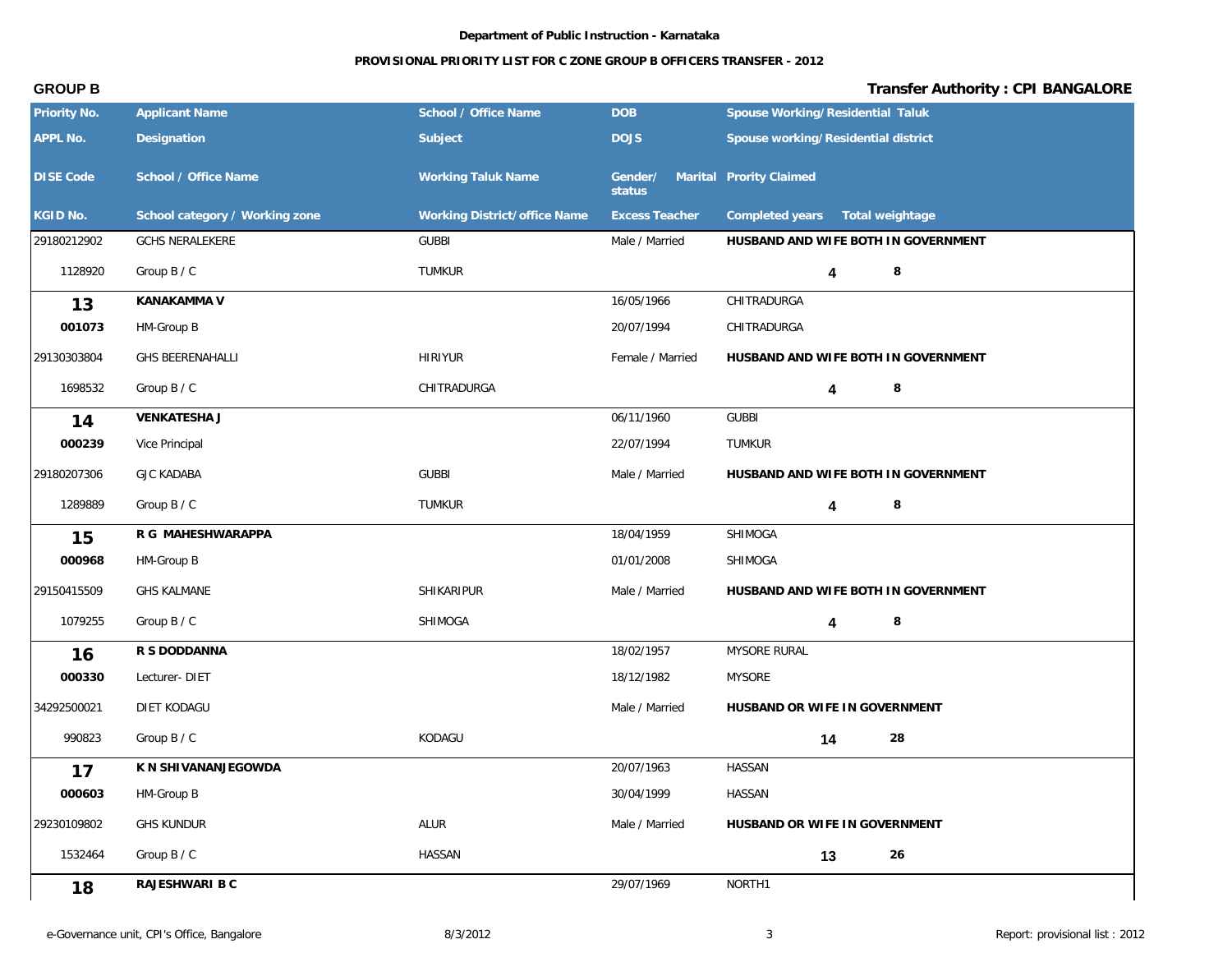**Department of Public Instruction - Karnataka**

**PROVISIONAL PRIORITY LIST FOR C ZONE GROUP B OFFICERS TRANSFER - 2012**

**GROUP B** — **Transfer Authority : CPI BANGALORE**

| Priority No. / APPL No. / DISE Code / KGID No. | Applicant Name / Designation / School / Office Name / School category / Working zone | School / Office Name / Subject / Working Taluk Name / Working District/office Name | DOB / DOJS / Gender/ Marital status / Excess Teacher | Spouse Working/Residential Taluk / Spouse working/Residential district / Prority Claimed / Completed years | Total weightage |
|---|---|---|---|---|---|
| 29180212902 | GCHS NERALEKERE | GUBBI | Male / Married | HUSBAND AND WIFE BOTH IN GOVERNMENT | |
| 1128920 | Group B / C | TUMKUR | | 4 | 8 |
| **13** | **KANAKAMMA V** | | 16/05/1966 | CHITRADURGA | |
| **001073** | HM-Group B | | 20/07/1994 | CHITRADURGA | |
| 29130303804 | GHS BEERENAHALLI | HIRIYUR | Female / Married | HUSBAND AND WIFE BOTH IN GOVERNMENT | |
| 1698532 | Group B / C | CHITRADURGA | | 4 | 8 |
| **14** | **VENKATESHA J** | | 06/11/1960 | GUBBI | |
| **000239** | Vice Principal | | 22/07/1994 | TUMKUR | |
| 29180207306 | GJC KADABA | GUBBI | Male / Married | HUSBAND AND WIFE BOTH IN GOVERNMENT | |
| 1289889 | Group B / C | TUMKUR | | 4 | 8 |
| **15** | **R G MAHESHWARAPPA** | | 18/04/1959 | SHIMOGA | |
| **000968** | HM-Group B | | 01/01/2008 | SHIMOGA | |
| 29150415509 | GHS KALMANE | SHIKARIPUR | Male / Married | HUSBAND AND WIFE BOTH IN GOVERNMENT | |
| 1079255 | Group B / C | SHIMOGA | | 4 | 8 |
| **16** | **R S DODDANNA** | | 18/02/1957 | MYSORE RURAL | |
| **000330** | Lecturer- DIET | | 18/12/1982 | MYSORE | |
| 34292500021 | DIET KODAGU | | Male / Married | HUSBAND OR WIFE IN GOVERNMENT | |
| 990823 | Group B / C | KODAGU | | 14 | 28 |
| **17** | **K N SHIVANANJEGOWDA** | | 20/07/1963 | HASSAN | |
| **000603** | HM-Group B | | 30/04/1999 | HASSAN | |
| 29230109802 | GHS KUNDUR | ALUR | Male / Married | HUSBAND OR WIFE IN GOVERNMENT | |
| 1532464 | Group B / C | HASSAN | | 13 | 26 |
| **18** | **RAJESHWARI B C** | | 29/07/1969 | NORTH1 | |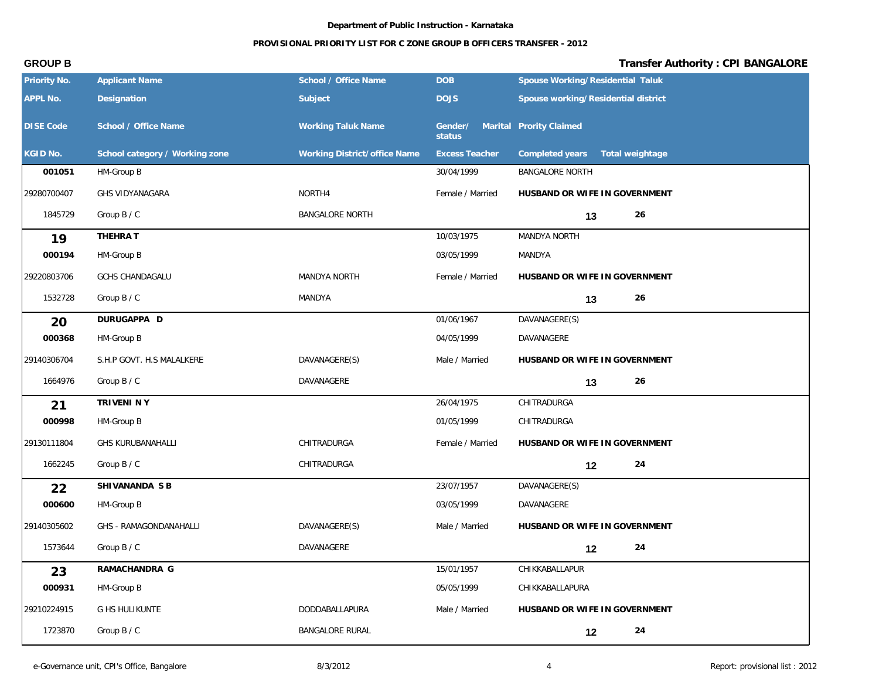Department of Public Instruction - Karnataka

**PROVISIONAL PRIORITY LIST FOR C ZONE GROUP B OFFICERS TRANSFER - 2012**

**GROUP B** — **Transfer Authority : CPI BANGALORE**

| Priority No. / APPL No. / DISE Code / KGID No. | Applicant Name / Designation / School / Office Name / School category / Working zone | School / Office Name / Subject / Working Taluk Name / Working District/office Name | DOB / DOJS / Gender/ Marital status / Excess Teacher | Spouse Working/Residential Taluk / Spouse working/Residential district / Prority Claimed / Completed years | Total weightage |
|---|---|---|---|---|---|
| 001051 | HM-Group B | | 30/04/1999 | BANGALORE NORTH | |
| 29280700407 | GHS VIDYANAGARA | NORTH4 | Female / Married | HUSBAND OR WIFE IN GOVERNMENT | |
| 1845729 | Group B / C | BANGALORE NORTH | | 13 | 26 |
| **19** | **THEHRA T** | | 10/03/1975 | MANDYA NORTH | |
| **000194** | HM-Group B | | 03/05/1999 | MANDYA | |
| 29220803706 | GCHS CHANDAGALU | MANDYA NORTH | Female / Married | HUSBAND OR WIFE IN GOVERNMENT | |
| 1532728 | Group B / C | MANDYA | | 13 | 26 |
| **20** | **DURUGAPPA D** | | 01/06/1967 | DAVANAGERE(S) | |
| **000368** | HM-Group B | | 04/05/1999 | DAVANAGERE | |
| 29140306704 | S.H.P GOVT. H.S MALALKERE | DAVANAGERE(S) | Male / Married | HUSBAND OR WIFE IN GOVERNMENT | |
| 1664976 | Group B / C | DAVANAGERE | | 13 | 26 |
| **21** | **TRIVENI N Y** | | 26/04/1975 | CHITRADURGA | |
| **000998** | HM-Group B | | 01/05/1999 | CHITRADURGA | |
| 29130111804 | GHS KURUBANAHALLI | CHITRADURGA | Female / Married | HUSBAND OR WIFE IN GOVERNMENT | |
| 1662245 | Group B / C | CHITRADURGA | | 12 | 24 |
| **22** | **SHIVANANDA S B** | | 23/07/1957 | DAVANAGERE(S) | |
| **000600** | HM-Group B | | 03/05/1999 | DAVANAGERE | |
| 29140305602 | GHS - RAMAGONDANAHALLI | DAVANAGERE(S) | Male / Married | HUSBAND OR WIFE IN GOVERNMENT | |
| 1573644 | Group B / C | DAVANAGERE | | 12 | 24 |
| **23** | **RAMACHANDRA G** | | 15/01/1957 | CHIKKABALLAPUR | |
| **000931** | HM-Group B | | 05/05/1999 | CHIKKABALLAPURA | |
| 29210224915 | G HS HULIKUNTE | DODDABALLAPURA | Male / Married | HUSBAND OR WIFE IN GOVERNMENT | |
| 1723870 | Group B / C | BANGALORE RURAL | | 12 | 24 |

e-Governance unit, CPI's Office, Bangalore — 8/3/2012 — Report: provisional list : 2012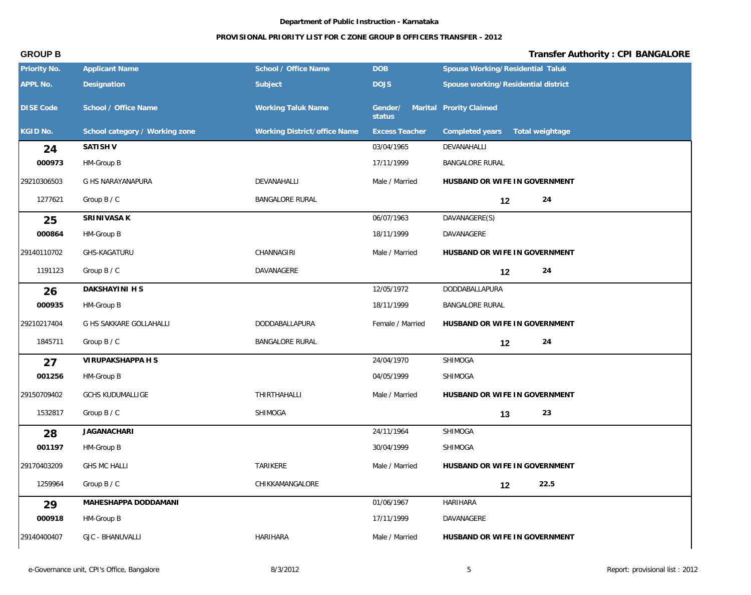Department of Public Instruction - Karnataka

PROVISIONAL PRIORITY LIST FOR C ZONE GROUP B OFFICERS TRANSFER - 2012

**GROUP B**

**Transfer Authority : CPI BANGALORE**

| Priority No. / APPL No. / DISE Code / KGID No. | Applicant Name / Designation / School / Office Name / School category / Working zone | School / Office Name / Subject / Working Taluk Name / Working District/office Name | DOB / DOJS / Gender/ Marital status / Excess Teacher | Spouse Working/Residential Taluk / Spouse working/Residential district / Prority Claimed / Completed years | Total weightage |
|---|---|---|---|---|---|
| **24** | **SATISH V** | | 03/04/1965 | DEVANAHALLI | |
| **000973** | HM-Group B | | 17/11/1999 | BANGALORE RURAL | |
| 29210306503 | G HS NARAYANAPURA | DEVANAHALLI | Male / Married | **HUSBAND OR WIFE IN GOVERNMENT** | |
| 1277621 | Group B / C | BANGALORE RURAL | | 12 | 24 |
| **25** | **SRINIVASA K** | | 06/07/1963 | DAVANAGERE(S) | |
| **000864** | HM-Group B | | 18/11/1999 | DAVANAGERE | |
| 29140110702 | GHS-KAGATURU | CHANNAGIRI | Male / Married | **HUSBAND OR WIFE IN GOVERNMENT** | |
| 1191123 | Group B / C | DAVANAGERE | | 12 | 24 |
| **26** | **DAKSHAYINI H S** | | 12/05/1972 | DODDABALLAPURA | |
| **000935** | HM-Group B | | 18/11/1999 | BANGALORE RURAL | |
| 29210217404 | G HS SAKKARE GOLLAHALLI | DODDABALLAPURA | Female / Married | **HUSBAND OR WIFE IN GOVERNMENT** | |
| 1845711 | Group B / C | BANGALORE RURAL | | 12 | 24 |
| **27** | **VIRUPAKSHAPPA H S** | | 24/04/1970 | SHIMOGA | |
| **001256** | HM-Group B | | 04/05/1999 | SHIMOGA | |
| 29150709402 | GCHS KUDUMALLIGE | THIRTHAHALLI | Male / Married | **HUSBAND OR WIFE IN GOVERNMENT** | |
| 1532817 | Group B / C | SHIMOGA | | 13 | 23 |
| **28** | **JAGANACHARI** | | 24/11/1964 | SHIMOGA | |
| **001197** | HM-Group B | | 30/04/1999 | SHIMOGA | |
| 29170403209 | GHS MC HALLI | TARIKERE | Male / Married | **HUSBAND OR WIFE IN GOVERNMENT** | |
| 1259964 | Group B / C | CHIKKAMANGALORE | | 12 | 22.5 |
| **29** | **MAHESHAPPA DODDAMANI** | | 01/06/1967 | HARIHARA | |
| **000918** | HM-Group B | | 17/11/1999 | DAVANAGERE | |
| 29140400407 | GJC - BHANUVALLI | HARIHARA | Male / Married | **HUSBAND OR WIFE IN GOVERNMENT** | |

e-Governance unit, CPI's Office, Bangalore    8/3/2012    Report: provisional list : 2012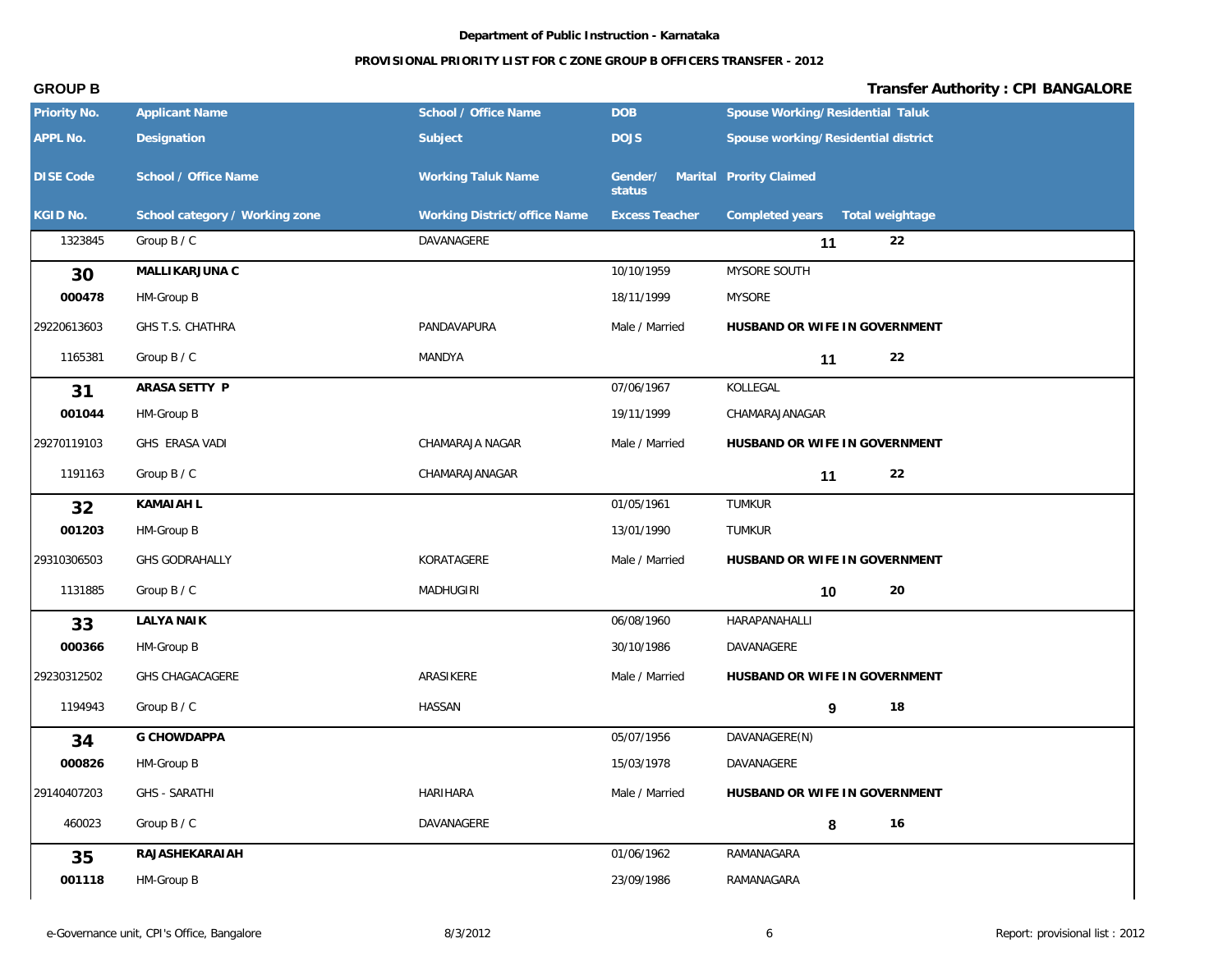Department of Public Instruction - Karnataka

PROVISIONAL PRIORITY LIST FOR C ZONE GROUP B OFFICERS TRANSFER - 2012

**GROUP B** | **Transfer Authority : CPI BANGALORE**

| Priority No. / APPL No. / DISE Code / KGID No. | Applicant Name / Designation / School / Office Name / School category / Working zone | School / Office Name / Subject / Working Taluk Name / Working District/office Name | DOB / DOJS / Gender/ Marital status / Excess Teacher | Spouse Working/Residential Taluk / Spouse working/Residential district / Prority Claimed / Completed years | Total weightage |
|---|---|---|---|---|---|
| 1323845 | Group B / C | DAVANAGERE | | 11 | 22 |
| **30** | **MALLIKARJUNA C** | | 10/10/1959 | MYSORE SOUTH | |
| **000478** | HM-Group B | | 18/11/1999 | MYSORE | |
| 29220613603 | GHS T.S. CHATHRA | PANDAVAPURA | Male / Married | **HUSBAND OR WIFE IN GOVERNMENT** | |
| 1165381 | Group B / C | MANDYA | | 11 | 22 |
| **31** | **ARASA SETTY P** | | 07/06/1967 | KOLLEGAL | |
| **001044** | HM-Group B | | 19/11/1999 | CHAMARAJANAGAR | |
| 29270119103 | GHS ERASA VADI | CHAMARAJA NAGAR | Male / Married | **HUSBAND OR WIFE IN GOVERNMENT** | |
| 1191163 | Group B / C | CHAMARAJANAGAR | | 11 | 22 |
| **32** | **KAMAIAH L** | | 01/05/1961 | TUMKUR | |
| **001203** | HM-Group B | | 13/01/1990 | TUMKUR | |
| 29310306503 | GHS GODRAHALLY | KORATAGERE | Male / Married | **HUSBAND OR WIFE IN GOVERNMENT** | |
| 1131885 | Group B / C | MADHUGIRI | | 10 | 20 |
| **33** | **LALYA NAIK** | | 06/08/1960 | HARAPANAHALLI | |
| **000366** | HM-Group B | | 30/10/1986 | DAVANAGERE | |
| 29230312502 | GHS CHAGACAGERE | ARASIKERE | Male / Married | **HUSBAND OR WIFE IN GOVERNMENT** | |
| 1194943 | Group B / C | HASSAN | | 9 | 18 |
| **34** | **G CHOWDAPPA** | | 05/07/1956 | DAVANAGERE(N) | |
| **000826** | HM-Group B | | 15/03/1978 | DAVANAGERE | |
| 29140407203 | GHS - SARATHI | HARIHARA | Male / Married | **HUSBAND OR WIFE IN GOVERNMENT** | |
| 460023 | Group B / C | DAVANAGERE | | 8 | 16 |
| **35** | **RAJASHEKARAIAH** | | 01/06/1962 | RAMANAGARA | |
| **001118** | HM-Group B | | 23/09/1986 | RAMANAGARA | |

e-Governance unit, CPI's Office, Bangalore | 8/3/2012 | Report: provisional list : 2012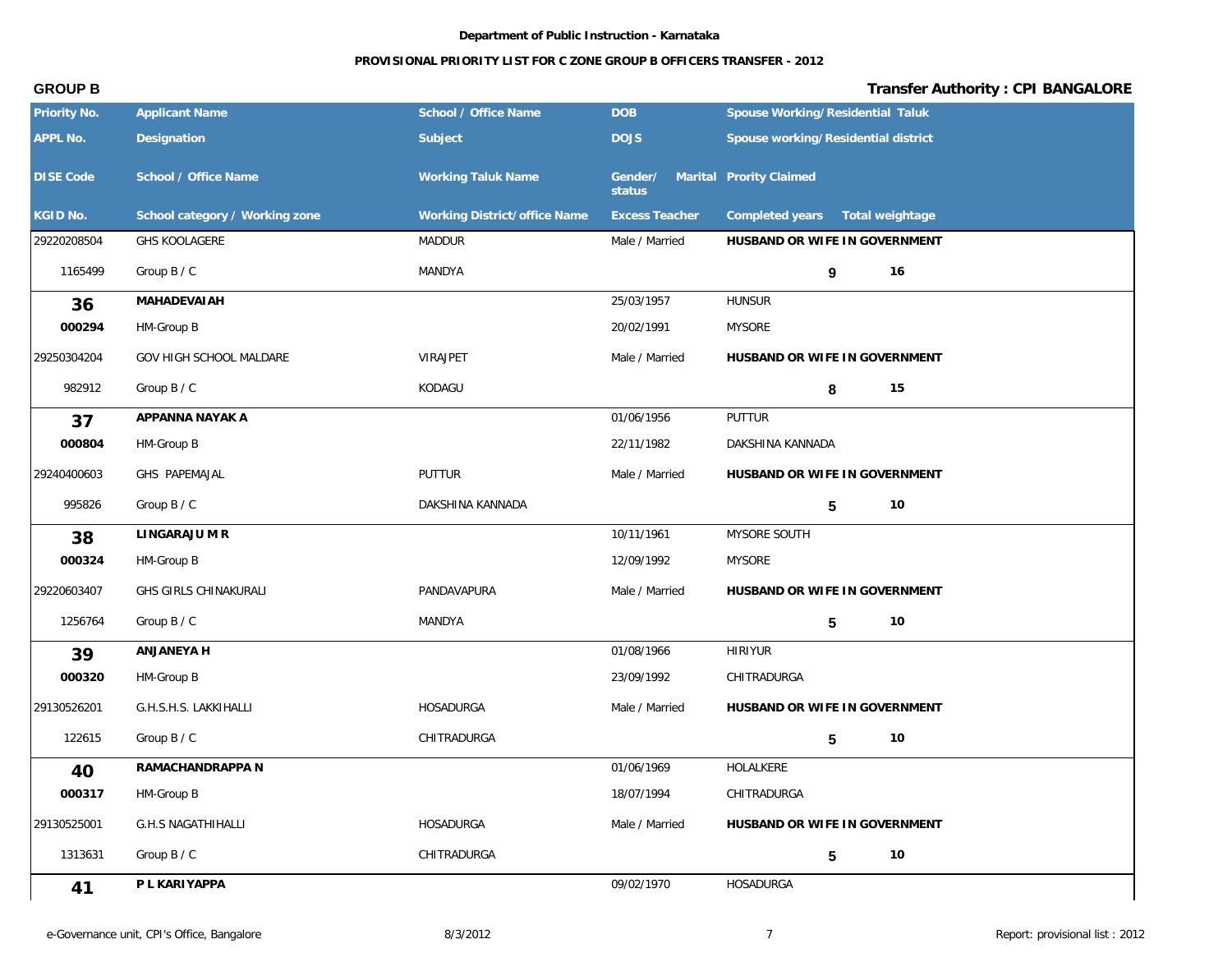**Department of Public Instruction - Karnataka**

**PROVISIONAL PRIORITY LIST FOR C ZONE GROUP B OFFICERS TRANSFER - 2012**

**GROUP B**

**Transfer Authority : CPI BANGALORE**

| Priority No. / APPL No. / DISE Code / KGID No. | Applicant Name / Designation / School / Office Name / School category / Working zone | School / Office Name / Subject / Working Taluk Name / Working District/office Name | DOB / DOJS / Gender/ Marital status / Excess Teacher | Spouse Working/Residential Taluk / Spouse working/Residential district / Prority Claimed / Completed years | Total weightage |
|---|---|---|---|---|---|
| 29220208504 | GHS KOOLAGERE | MADDUR | Male / Married | HUSBAND OR WIFE IN GOVERNMENT | |
| 1165499 | Group B / C | MANDYA | | 9 | 16 |
| **36** | **MAHADEVAIAH** | | 25/03/1957 | HUNSUR | |
| **000294** | HM-Group B | | 20/02/1991 | MYSORE | |
| 29250304204 | GOV HIGH SCHOOL MALDARE | VIRAJPET | Male / Married | HUSBAND OR WIFE IN GOVERNMENT | |
| 982912 | Group B / C | KODAGU | | 8 | 15 |
| **37** | **APPANNA NAYAK A** | | 01/06/1956 | PUTTUR | |
| **000804** | HM-Group B | | 22/11/1982 | DAKSHINA KANNADA | |
| 29240400603 | GHS PAPEMAJAL | PUTTUR | Male / Married | HUSBAND OR WIFE IN GOVERNMENT | |
| 995826 | Group B / C | DAKSHINA KANNADA | | 5 | 10 |
| **38** | **LINGARAJU M R** | | 10/11/1961 | MYSORE SOUTH | |
| **000324** | HM-Group B | | 12/09/1992 | MYSORE | |
| 29220603407 | GHS GIRLS CHINAKURALI | PANDAVAPURA | Male / Married | HUSBAND OR WIFE IN GOVERNMENT | |
| 1256764 | Group B / C | MANDYA | | 5 | 10 |
| **39** | **ANJANEYA H** | | 01/08/1966 | HIRIYUR | |
| **000320** | HM-Group B | | 23/09/1992 | CHITRADURGA | |
| 29130526201 | G.H.S.H.S. LAKKIHALLI | HOSADURGA | Male / Married | HUSBAND OR WIFE IN GOVERNMENT | |
| 122615 | Group B / C | CHITRADURGA | | 5 | 10 |
| **40** | **RAMACHANDRAPPA N** | | 01/06/1969 | HOLALKERE | |
| **000317** | HM-Group B | | 18/07/1994 | CHITRADURGA | |
| 29130525001 | G.H.S NAGATHIHALLI | HOSADURGA | Male / Married | HUSBAND OR WIFE IN GOVERNMENT | |
| 1313631 | Group B / C | CHITRADURGA | | 5 | 10 |
| **41** | **P L KARIYAPPA** | | 09/02/1970 | HOSADURGA | |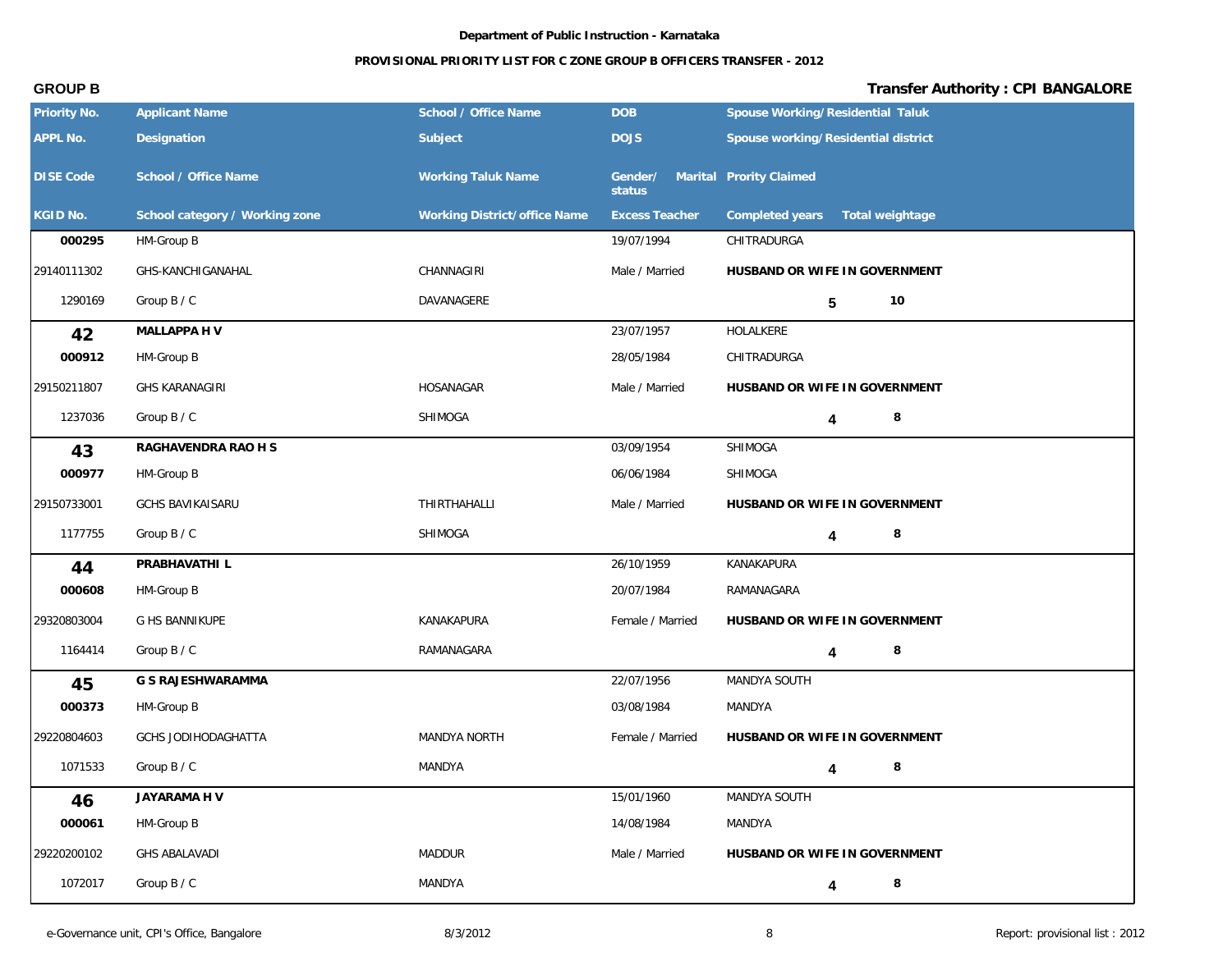**Department of Public Instruction - Karnataka**

**PROVISIONAL PRIORITY LIST FOR C ZONE GROUP B OFFICERS TRANSFER - 2012**

**GROUP B** | **Transfer Authority : CPI BANGALORE**

| Priority No. / APPL No. / DISE Code / KGID No. | Applicant Name / Designation / School / Office Name / School category / Working zone | School / Office Name / Subject / Working Taluk Name / Working District/office Name | DOB / DOJS / Gender/ Marital status / Excess Teacher | Spouse Working/Residential Taluk / Spouse working/Residential district / Prority Claimed / Completed years | Total weightage |
|---|---|---|---|---|---|
| | | | | | |
| 000295 | HM-Group B | | 19/07/1994 | CHITRADURGA | |
| 29140111302 | GHS-KANCHIGANAHAL | CHANNAGIRI | Male / Married | HUSBAND OR WIFE IN GOVERNMENT | |
| 1290169 | Group B / C | DAVANAGERE | | 5 | 10 |
| **42** | **MALLAPPA H V** | | 23/07/1957 | HOLALKERE | |
| 000912 | HM-Group B | | 28/05/1984 | CHITRADURGA | |
| 29150211807 | GHS KARANAGIRI | HOSANAGAR | Male / Married | HUSBAND OR WIFE IN GOVERNMENT | |
| 1237036 | Group B / C | SHIMOGA | | 4 | 8 |
| **43** | **RAGHAVENDRA RAO H S** | | 03/09/1954 | SHIMOGA | |
| 000977 | HM-Group B | | 06/06/1984 | SHIMOGA | |
| 29150733001 | GCHS BAVIKAISARU | THIRTHAHALLI | Male / Married | HUSBAND OR WIFE IN GOVERNMENT | |
| 1177755 | Group B / C | SHIMOGA | | 4 | 8 |
| **44** | **PRABHAVATHI L** | | 26/10/1959 | KANAKAPURA | |
| 000608 | HM-Group B | | 20/07/1984 | RAMANAGARA | |
| 29320803004 | G HS BANNIKUPE | KANAKAPURA | Female / Married | HUSBAND OR WIFE IN GOVERNMENT | |
| 1164414 | Group B / C | RAMANAGARA | | 4 | 8 |
| **45** | **G S RAJESHWARAMMA** | | 22/07/1956 | MANDYA SOUTH | |
| 000373 | HM-Group B | | 03/08/1984 | MANDYA | |
| 29220804603 | GCHS JODIHODAGHATTA | MANDYA NORTH | Female / Married | HUSBAND OR WIFE IN GOVERNMENT | |
| 1071533 | Group B / C | MANDYA | | 4 | 8 |
| **46** | **JAYARAMA H V** | | 15/01/1960 | MANDYA SOUTH | |
| 000061 | HM-Group B | | 14/08/1984 | MANDYA | |
| 29220200102 | GHS ABALAVADI | MADDUR | Male / Married | HUSBAND OR WIFE IN GOVERNMENT | |
| 1072017 | Group B / C | MANDYA | | 4 | 8 |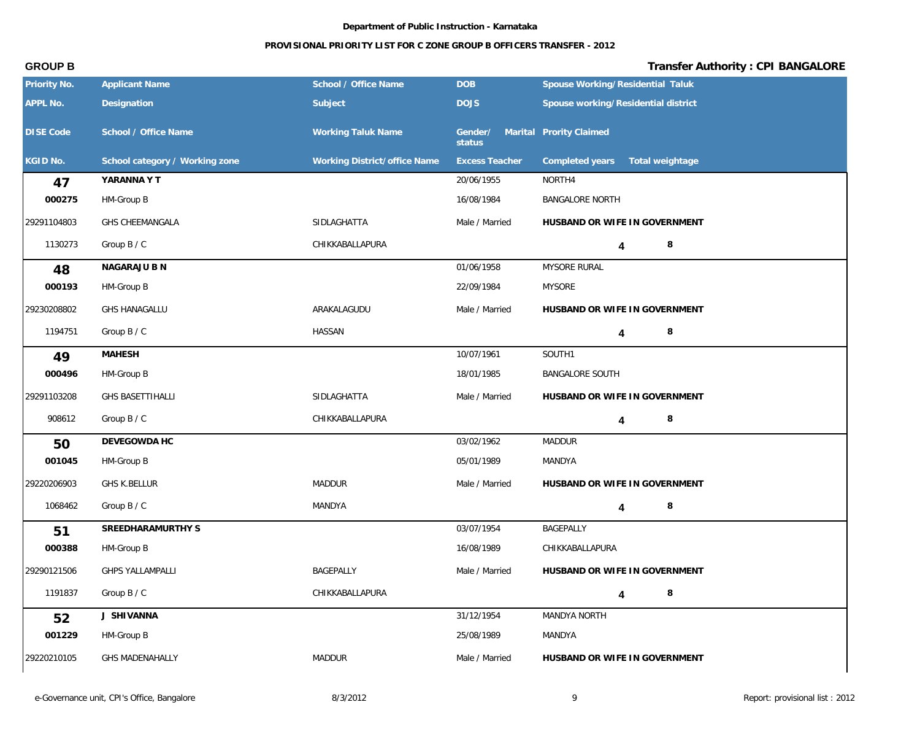Department of Public Instruction - Karnataka

**PROVISIONAL PRIORITY LIST FOR C ZONE GROUP B OFFICERS TRANSFER - 2012**

**GROUP B** | **Transfer Authority : CPI BANGALORE**

| Priority No. / APPL No. / DISE Code / KGID No. | Applicant Name / Designation / School / Office Name / School category / Working zone | School / Office Name / Subject / Working Taluk Name / Working District/office Name | DOB / DOJS / Gender/ Marital status / Excess Teacher | Spouse Working/Residential Taluk / Spouse working/Residential district / Prority Claimed / Completed years | Total weightage |
|---|---|---|---|---|---|
| **47** | **YARANNA Y T** | | 20/06/1955 | NORTH4 | |
| **000275** | HM-Group B | | 16/08/1984 | BANGALORE NORTH | |
| 29291104803 | GHS CHEEMANGALA | SIDLAGHATTA | Male / Married | **HUSBAND OR WIFE IN GOVERNMENT** | |
| 1130273 | Group B / C | CHIKKABALLAPURA | | 4 | 8 |
| **48** | **NAGARAJU B N** | | 01/06/1958 | MYSORE RURAL | |
| **000193** | HM-Group B | | 22/09/1984 | MYSORE | |
| 29230208802 | GHS HANAGALLU | ARAKALAGUDU | Male / Married | **HUSBAND OR WIFE IN GOVERNMENT** | |
| 1194751 | Group B / C | HASSAN | | 4 | 8 |
| **49** | **MAHESH** | | 10/07/1961 | SOUTH1 | |
| **000496** | HM-Group B | | 18/01/1985 | BANGALORE SOUTH | |
| 29291103208 | GHS BASETTIHALLI | SIDLAGHATTA | Male / Married | **HUSBAND OR WIFE IN GOVERNMENT** | |
| 908612 | Group B / C | CHIKKABALLAPURA | | 4 | 8 |
| **50** | **DEVEGOWDA HC** | | 03/02/1962 | MADDUR | |
| **001045** | HM-Group B | | 05/01/1989 | MANDYA | |
| 29220206903 | GHS K.BELLUR | MADDUR | Male / Married | **HUSBAND OR WIFE IN GOVERNMENT** | |
| 1068462 | Group B / C | MANDYA | | 4 | 8 |
| **51** | **SREEDHARAMURTHY S** | | 03/07/1954 | BAGEPALLY | |
| **000388** | HM-Group B | | 16/08/1989 | CHIKKABALLAPURA | |
| 29290121506 | GHPS YALLAMPALLI | BAGEPALLY | Male / Married | **HUSBAND OR WIFE IN GOVERNMENT** | |
| 1191837 | Group B / C | CHIKKABALLAPURA | | 4 | 8 |
| **52** | **J SHIVANNA** | | 31/12/1954 | MANDYA NORTH | |
| **001229** | HM-Group B | | 25/08/1989 | MANDYA | |
| 29220210105 | GHS MADENAHALLY | MADDUR | Male / Married | **HUSBAND OR WIFE IN GOVERNMENT** | |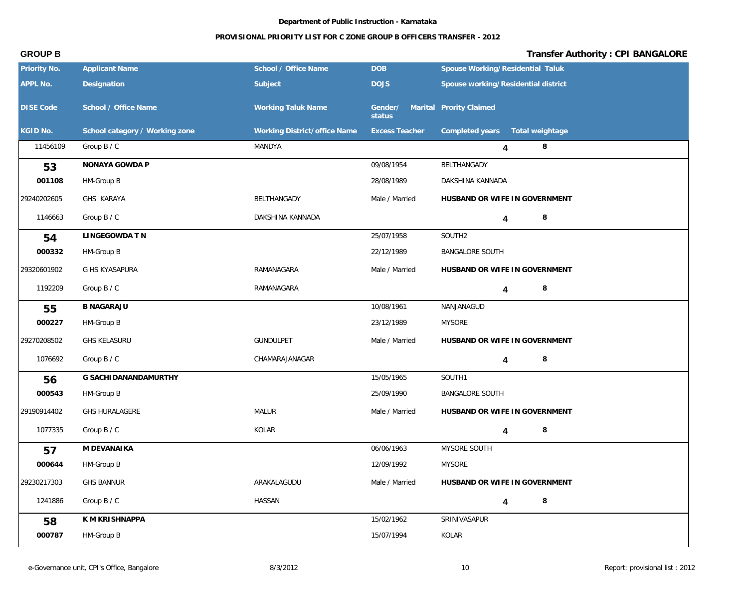Department of Public Instruction - Karnataka

PROVISIONAL PRIORITY LIST FOR C ZONE GROUP B OFFICERS TRANSFER - 2012

**GROUP B** — **Transfer Authority : CPI BANGALORE**

| Priority No. / APPL No. / DISE Code / KGID No. | Applicant Name / Designation / School / Office Name / School category / Working zone | School / Office Name / Subject / Working Taluk Name / Working District/office Name | DOB / DOJS / Gender/ Marital status / Excess Teacher | Spouse Working/Residential Taluk / Spouse working/Residential district / Prority Claimed | Completed years | Total weightage |
|---|---|---|---|---|---|---|
| 11456109 | Group B / C | MANDYA | | | 4 | 8 |
| **53** | **NONAYA GOWDA P** | | 09/08/1954 | BELTHANGADY | | |
| **001108** | HM-Group B | | 28/08/1989 | DAKSHINA KANNADA | | |
| 29240202605 | GHS KARAYA | BELTHANGADY | Male / Married | **HUSBAND OR WIFE IN GOVERNMENT** | | |
| 1146663 | Group B / C | DAKSHINA KANNADA | | | 4 | 8 |
| **54** | **LINGEGOWDA T N** | | 25/07/1958 | SOUTH2 | | |
| **000332** | HM-Group B | | 22/12/1989 | BANGALORE SOUTH | | |
| 29320601902 | G HS KYASAPURA | RAMANAGARA | Male / Married | **HUSBAND OR WIFE IN GOVERNMENT** | | |
| 1192209 | Group B / C | RAMANAGARA | | | 4 | 8 |
| **55** | **B NAGARAJU** | | 10/08/1961 | NANJANAGUD | | |
| **000227** | HM-Group B | | 23/12/1989 | MYSORE | | |
| 29270208502 | GHS KELASURU | GUNDULPET | Male / Married | **HUSBAND OR WIFE IN GOVERNMENT** | | |
| 1076692 | Group B / C | CHAMARAJANAGAR | | | 4 | 8 |
| **56** | **G SACHIDANANDAMURTHY** | | 15/05/1965 | SOUTH1 | | |
| **000543** | HM-Group B | | 25/09/1990 | BANGALORE SOUTH | | |
| 29190914402 | GHS HURALAGERE | MALUR | Male / Married | **HUSBAND OR WIFE IN GOVERNMENT** | | |
| 1077335 | Group B / C | KOLAR | | | 4 | 8 |
| **57** | **M DEVANAIKA** | | 06/06/1963 | MYSORE SOUTH | | |
| **000644** | HM-Group B | | 12/09/1992 | MYSORE | | |
| 29230217303 | GHS BANNUR | ARAKALAGUDU | Male / Married | **HUSBAND OR WIFE IN GOVERNMENT** | | |
| 1241886 | Group B / C | HASSAN | | | 4 | 8 |
| **58** | **K M KRISHNAPPA** | | 15/02/1962 | SRINIVASAPUR | | |
| **000787** | HM-Group B | | 15/07/1994 | KOLAR | | |

e-Governance unit, CPI's Office, Bangalore — 8/3/2012 — Report: provisional list : 2012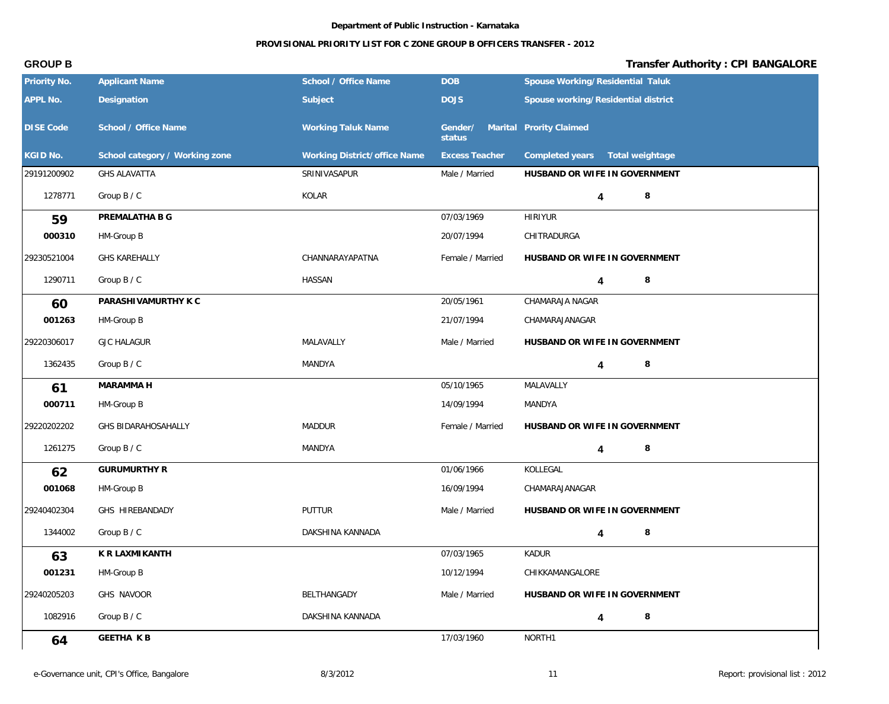**Department of Public Instruction - Karnataka**

**PROVISIONAL PRIORITY LIST FOR C ZONE GROUP B OFFICERS TRANSFER - 2012**

**GROUP B** | **Transfer Authority : CPI BANGALORE**

| Priority No. / APPL No. / DISE Code / KGID No. | Applicant Name / Designation / School / Office Name / School category / Working zone | School / Office Name / Subject / Working Taluk Name / Working District/office Name | DOB / DOJS / Gender/ Marital status / Excess Teacher | Spouse Working/Residential Taluk / Spouse working/Residential district / Prority Claimed / Completed years | Total weightage |
|---|---|---|---|---|---|
| 29191200902 | GHS ALAVATTA | SRINIVASAPUR | Male / Married | HUSBAND OR WIFE IN GOVERNMENT | |
| 1278771 | Group B / C | KOLAR | | 4 | 8 |
| **59** | **PREMALATHA B G** | | 07/03/1969 | HIRIYUR | |
| **000310** | HM-Group B | | 20/07/1994 | CHITRADURGA | |
| 29230521004 | GHS KAREHALLY | CHANNARAYAPATNA | Female / Married | HUSBAND OR WIFE IN GOVERNMENT | |
| 1290711 | Group B / C | HASSAN | | 4 | 8 |
| **60** | **PARASHIVAMURTHY K C** | | 20/05/1961 | CHAMARAJA NAGAR | |
| **001263** | HM-Group B | | 21/07/1994 | CHAMARAJANAGAR | |
| 29220306017 | GJC HALAGUR | MALAVALLY | Male / Married | HUSBAND OR WIFE IN GOVERNMENT | |
| 1362435 | Group B / C | MANDYA | | 4 | 8 |
| **61** | **MARAMMA H** | | 05/10/1965 | MALAVALLY | |
| **000711** | HM-Group B | | 14/09/1994 | MANDYA | |
| 29220202202 | GHS BIDARAHOSAHALLY | MADDUR | Female / Married | HUSBAND OR WIFE IN GOVERNMENT | |
| 1261275 | Group B / C | MANDYA | | 4 | 8 |
| **62** | **GURUMURTHY R** | | 01/06/1966 | KOLLEGAL | |
| **001068** | HM-Group B | | 16/09/1994 | CHAMARAJANAGAR | |
| 29240402304 | GHS HIREBANDADY | PUTTUR | Male / Married | HUSBAND OR WIFE IN GOVERNMENT | |
| 1344002 | Group B / C | DAKSHINA KANNADA | | 4 | 8 |
| **63** | **K R LAXMIKANTH** | | 07/03/1965 | KADUR | |
| **001231** | HM-Group B | | 10/12/1994 | CHIKKAMANGALORE | |
| 29240205203 | GHS NAVOOR | BELTHANGADY | Male / Married | HUSBAND OR WIFE IN GOVERNMENT | |
| 1082916 | Group B / C | DAKSHINA KANNADA | | 4 | 8 |
| **64** | **GEETHA K B** | | 17/03/1960 | NORTH1 | |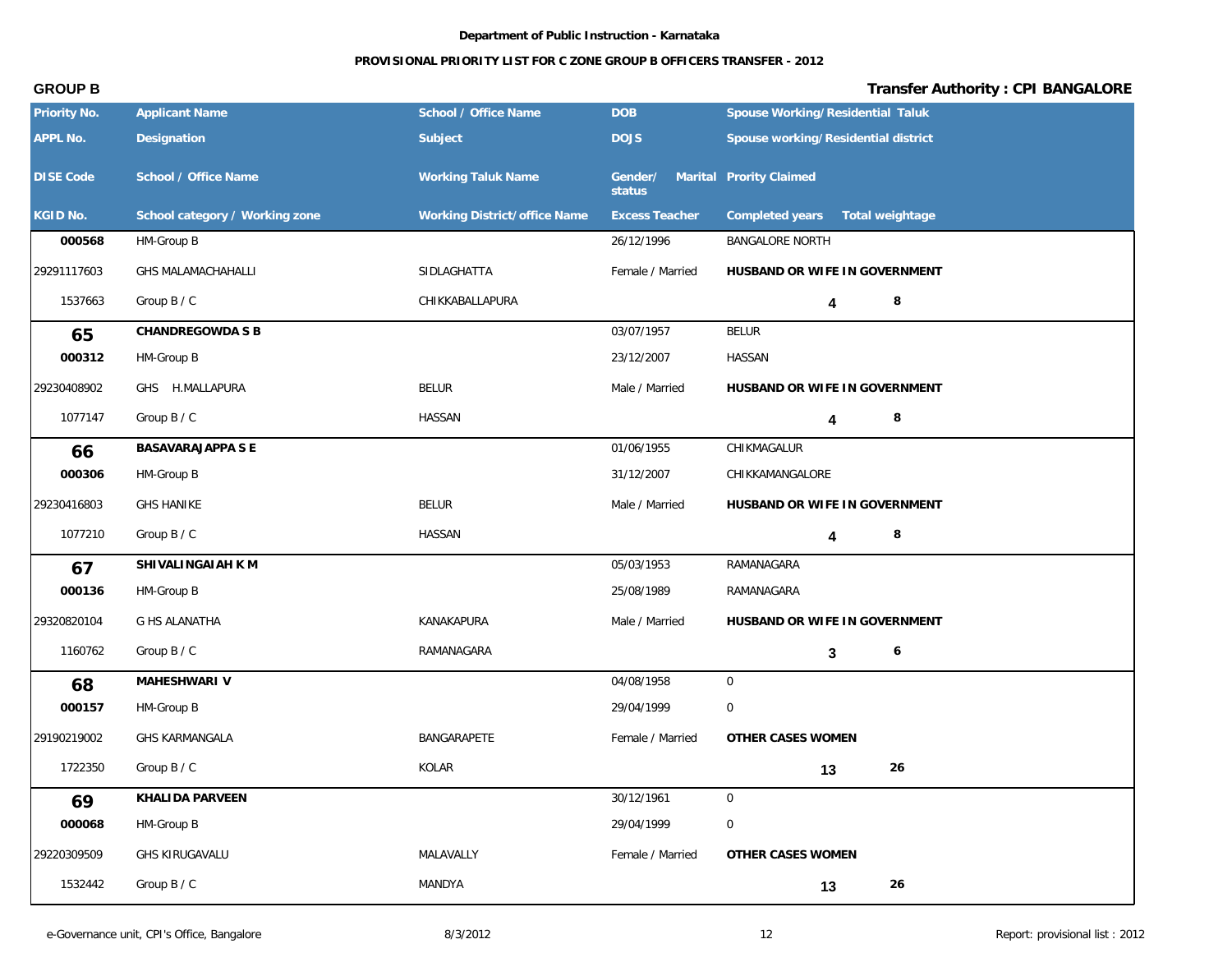Department of Public Instruction - Karnataka

**PROVISIONAL PRIORITY LIST FOR C ZONE GROUP B OFFICERS TRANSFER - 2012**

**GROUP B** | **Transfer Authority : CPI BANGALORE**

| Priority No. / APPL No. / DISE Code / KGID No. | Applicant Name / Designation / School / Office Name / School category / Working zone | School / Office Name / Subject / Working Taluk Name / Working District/office Name | DOB / DOJS / Gender/ Marital status / Excess Teacher | Spouse Working/Residential Taluk / Spouse working/Residential district / Prority Claimed / Completed years | Total weightage |
|---|---|---|---|---|---|
| 000568 | HM-Group B | | 26/12/1996 | BANGALORE NORTH | |
| 29291117603 | GHS MALAMACHAHALLI | SIDLAGHATTA | Female / Married | HUSBAND OR WIFE IN GOVERNMENT | |
| 1537663 | Group B / C | CHIKKABALLAPURA | | 4 | 8 |
| **65** | **CHANDREGOWDA S B** | | 03/07/1957 | BELUR | |
| **000312** | HM-Group B | | 23/12/2007 | HASSAN | |
| 29230408902 | GHS H.MALLAPURA | BELUR | Male / Married | HUSBAND OR WIFE IN GOVERNMENT | |
| 1077147 | Group B / C | HASSAN | | 4 | 8 |
| **66** | **BASAVARAJAPPA S E** | | 01/06/1955 | CHIKMAGALUR | |
| **000306** | HM-Group B | | 31/12/2007 | CHIKKAMANGALORE | |
| 29230416803 | GHS HANIKE | BELUR | Male / Married | HUSBAND OR WIFE IN GOVERNMENT | |
| 1077210 | Group B / C | HASSAN | | 4 | 8 |
| **67** | **SHIVALINGAIAH K M** | | 05/03/1953 | RAMANAGARA | |
| **000136** | HM-Group B | | 25/08/1989 | RAMANAGARA | |
| 29320820104 | G HS ALANATHA | KANAKAPURA | Male / Married | HUSBAND OR WIFE IN GOVERNMENT | |
| 1160762 | Group B / C | RAMANAGARA | | 3 | 6 |
| **68** | **MAHESHWARI V** | | 04/08/1958 | 0 | |
| **000157** | HM-Group B | | 29/04/1999 | 0 | |
| 29190219002 | GHS KARMANGALA | BANGARAPETE | Female / Married | OTHER CASES WOMEN | |
| 1722350 | Group B / C | KOLAR | | 13 | 26 |
| **69** | **KHALIDA PARVEEN** | | 30/12/1961 | 0 | |
| **000068** | HM-Group B | | 29/04/1999 | 0 | |
| 29220309509 | GHS KIRUGAVALU | MALAVALLY | Female / Married | OTHER CASES WOMEN | |
| 1532442 | Group B / C | MANDYA | | 13 | 26 |

e-Governance unit, CPI's Office, Bangalore | 8/3/2012 | Report: provisional list : 2012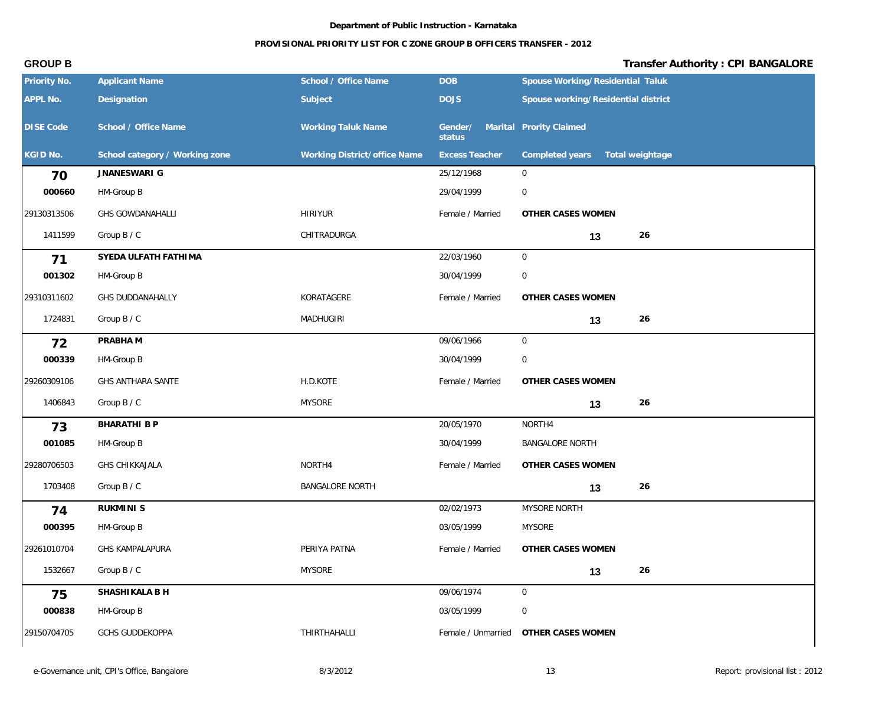Department of Public Instruction - Karnataka

PROVISIONAL PRIORITY LIST FOR C ZONE GROUP B OFFICERS TRANSFER - 2012

**GROUP B** | **Transfer Authority : CPI BANGALORE**

| Priority No. / APPL No. / DISE Code / KGID No. | Applicant Name / Designation / School / Office Name / School category / Working zone | School / Office Name / Subject / Working Taluk Name / Working District/office Name | DOB / DOJS / Gender/ Marital status / Excess Teacher | Spouse Working/Residential Taluk / Spouse working/Residential district / Prority Claimed / Completed years | Total weightage |
|---|---|---|---|---|---|
| **70** | **JNANESWARI G** | | 25/12/1968 | 0 | |
| **000660** | HM-Group B | | 29/04/1999 | 0 | |
| 29130313506 | GHS GOWDANAHALLI | HIRIYUR | Female / Married | **OTHER CASES WOMEN** | |
| 1411599 | Group B / C | CHITRADURGA | | **13** | **26** |
| **71** | **SYEDA ULFATH FATHIMA** | | 22/03/1960 | 0 | |
| **001302** | HM-Group B | | 30/04/1999 | 0 | |
| 29310311602 | GHS DUDDANAHALLY | KORATAGERE | Female / Married | **OTHER CASES WOMEN** | |
| 1724831 | Group B / C | MADHUGIRI | | **13** | **26** |
| **72** | **PRABHA M** | | 09/06/1966 | 0 | |
| **000339** | HM-Group B | | 30/04/1999 | 0 | |
| 29260309106 | GHS ANTHARA SANTE | H.D.KOTE | Female / Married | **OTHER CASES WOMEN** | |
| 1406843 | Group B / C | MYSORE | | **13** | **26** |
| **73** | **BHARATHI B P** | | 20/05/1970 | NORTH4 | |
| **001085** | HM-Group B | | 30/04/1999 | BANGALORE NORTH | |
| 29280706503 | GHS CHIKKAJALA | NORTH4 | Female / Married | **OTHER CASES WOMEN** | |
| 1703408 | Group B / C | BANGALORE NORTH | | **13** | **26** |
| **74** | **RUKMINI S** | | 02/02/1973 | MYSORE NORTH | |
| **000395** | HM-Group B | | 03/05/1999 | MYSORE | |
| 29261010704 | GHS KAMPALAPURA | PERIYA PATNA | Female / Married | **OTHER CASES WOMEN** | |
| 1532667 | Group B / C | MYSORE | | **13** | **26** |
| **75** | **SHASHIKALA B H** | | 09/06/1974 | 0 | |
| **000838** | HM-Group B | | 03/05/1999 | 0 | |
| 29150704705 | GCHS GUDDEKOPPA | THIRTHAHALLI | Female / Unmarried | **OTHER CASES WOMEN** | |

e-Governance unit, CPI's Office, Bangalore | 8/3/2012 | Report: provisional list : 2012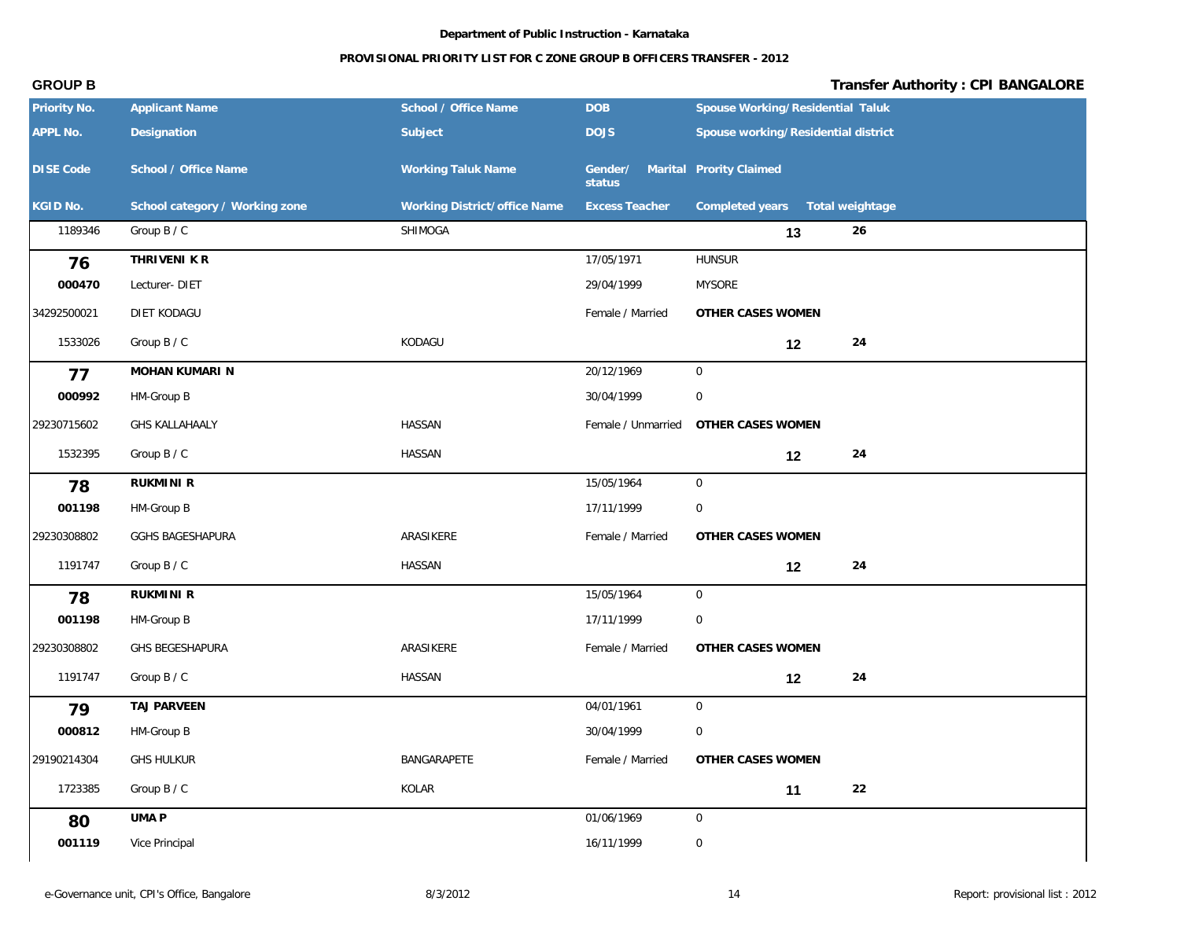Department of Public Instruction - Karnataka

PROVISIONAL PRIORITY LIST FOR C ZONE GROUP B OFFICERS TRANSFER - 2012

**GROUP B** **Transfer Authority : CPI BANGALORE**

| Priority No. / APPL No. / DISE Code / KGID No. | Applicant Name / Designation / School / Office Name / School category / Working zone | School / Office Name / Subject / Working Taluk Name / Working District/office Name | DOB / DOJS / Gender/ Marital status / Excess Teacher | Spouse Working/Residential Taluk / Spouse working/Residential district / Prority Claimed / Completed years | Total weightage |
|---|---|---|---|---|---|
| 1189346 | Group B / C | SHIMOGA | | 13 | 26 |
| **76** | **THRIVENI K R** | | 17/05/1971 | HUNSUR | |
| **000470** | Lecturer- DIET | | 29/04/1999 | MYSORE | |
| 34292500021 | DIET KODAGU | | Female / Married | **OTHER CASES WOMEN** | |
| 1533026 | Group B / C | KODAGU | | 12 | 24 |
| **77** | **MOHAN KUMARI N** | | 20/12/1969 | 0 | |
| **000992** | HM-Group B | | 30/04/1999 | 0 | |
| 29230715602 | GHS KALLAHAALY | HASSAN | Female / Unmarried | **OTHER CASES WOMEN** | |
| 1532395 | Group B / C | HASSAN | | 12 | 24 |
| **78** | **RUKMINI R** | | 15/05/1964 | 0 | |
| **001198** | HM-Group B | | 17/11/1999 | 0 | |
| 29230308802 | GGHS BAGESHAPURA | ARASIKERE | Female / Married | **OTHER CASES WOMEN** | |
| 1191747 | Group B / C | HASSAN | | 12 | 24 |
| **78** | **RUKMINI R** | | 15/05/1964 | 0 | |
| **001198** | HM-Group B | | 17/11/1999 | 0 | |
| 29230308802 | GHS BEGESHAPURA | ARASIKERE | Female / Married | **OTHER CASES WOMEN** | |
| 1191747 | Group B / C | HASSAN | | 12 | 24 |
| **79** | **TAJ PARVEEN** | | 04/01/1961 | 0 | |
| **000812** | HM-Group B | | 30/04/1999 | 0 | |
| 29190214304 | GHS HULKUR | BANGARAPETE | Female / Married | **OTHER CASES WOMEN** | |
| 1723385 | Group B / C | KOLAR | | 11 | 22 |
| **80** | **UMA P** | | 01/06/1969 | 0 | |
| **001119** | Vice Principal | | 16/11/1999 | 0 | |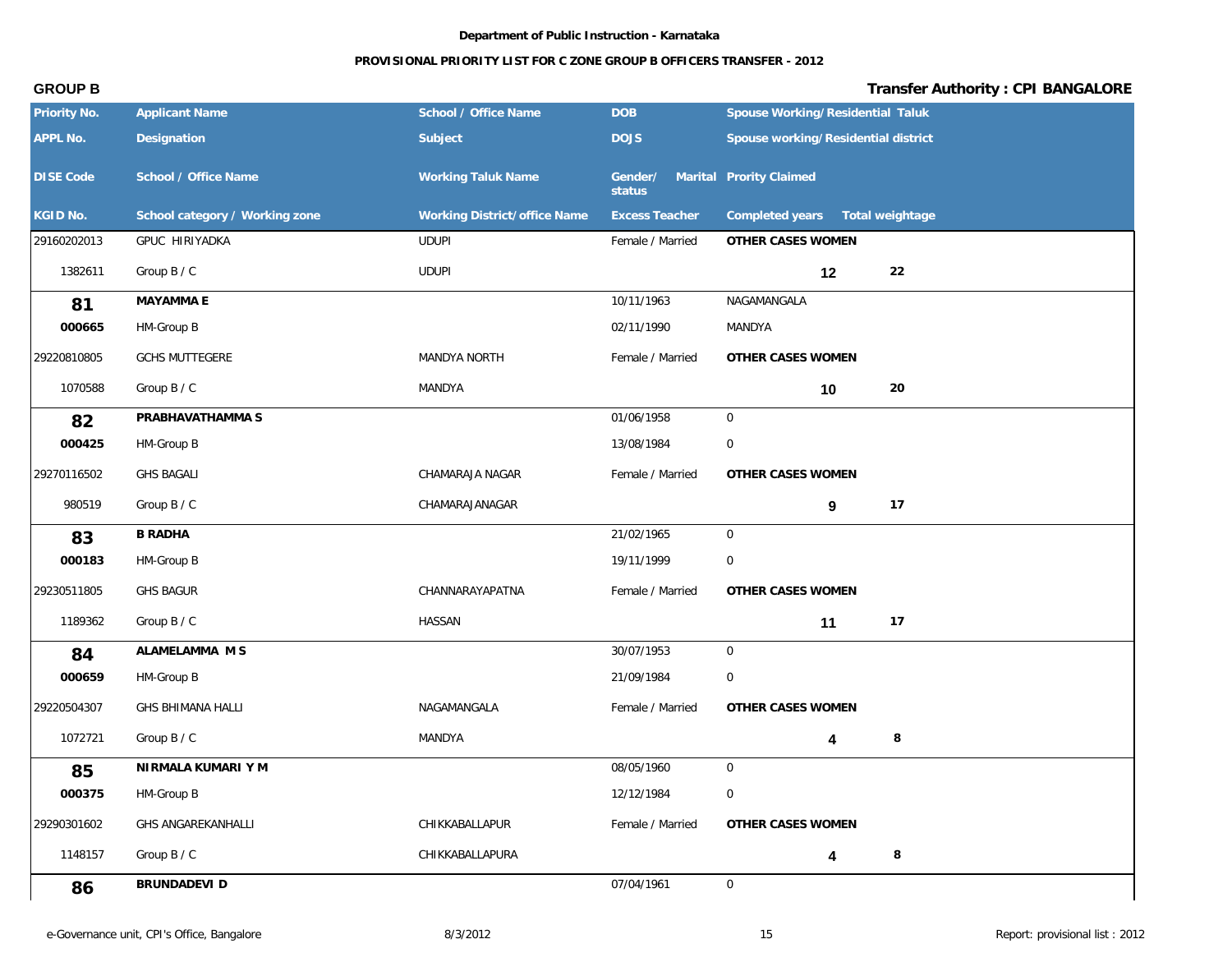**Department of Public Instruction - Karnataka**

**PROVISIONAL PRIORITY LIST FOR C ZONE GROUP B OFFICERS TRANSFER - 2012**

**GROUP B** | **Transfer Authority : CPI BANGALORE**

| Priority No. / APPL No. / DISE Code / KGID No. | Applicant Name / Designation / School / Office Name / School category / Working zone | School / Office Name / Subject / Working Taluk Name / Working District/office Name | DOB / DOJS / Gender/ Marital status / Excess Teacher | Spouse Working/Residential Taluk / Spouse working/Residential district / Prority Claimed / Completed years | Total weightage |
|---|---|---|---|---|---|
| 29160202013 | GPUC HIRIYADKA | UDUPI | Female / Married | **OTHER CASES WOMEN** | |
| 1382611 | Group B / C | UDUPI | | **12** | **22** |
| **81** | **MAYAMMA E** | | 10/11/1963 | NAGAMANGALA | |
| **000665** | HM-Group B | | 02/11/1990 | MANDYA | |
| 29220810805 | GCHS MUTTEGERE | MANDYA NORTH | Female / Married | **OTHER CASES WOMEN** | |
| 1070588 | Group B / C | MANDYA | | **10** | **20** |
| **82** | **PRABHAVATHAMMA S** | | 01/06/1958 | 0 | |
| **000425** | HM-Group B | | 13/08/1984 | 0 | |
| 29270116502 | GHS BAGALI | CHAMARAJA NAGAR | Female / Married | **OTHER CASES WOMEN** | |
| 980519 | Group B / C | CHAMARAJANAGAR | | **9** | **17** |
| **83** | **B RADHA** | | 21/02/1965 | 0 | |
| **000183** | HM-Group B | | 19/11/1999 | 0 | |
| 29230511805 | GHS BAGUR | CHANNARAYAPATNA | Female / Married | **OTHER CASES WOMEN** | |
| 1189362 | Group B / C | HASSAN | | **11** | **17** |
| **84** | **ALAMELAMMA M S** | | 30/07/1953 | 0 | |
| **000659** | HM-Group B | | 21/09/1984 | 0 | |
| 29220504307 | GHS BHIMANA HALLI | NAGAMANGALA | Female / Married | **OTHER CASES WOMEN** | |
| 1072721 | Group B / C | MANDYA | | **4** | **8** |
| **85** | **NIRMALA KUMARI Y M** | | 08/05/1960 | 0 | |
| **000375** | HM-Group B | | 12/12/1984 | 0 | |
| 29290301602 | GHS ANGAREKANHALLI | CHIKKABALLAPUR | Female / Married | **OTHER CASES WOMEN** | |
| 1148157 | Group B / C | CHIKKABALLAPURA | | **4** | **8** |
| **86** | **BRUNDADEVI D** | | 07/04/1961 | 0 | |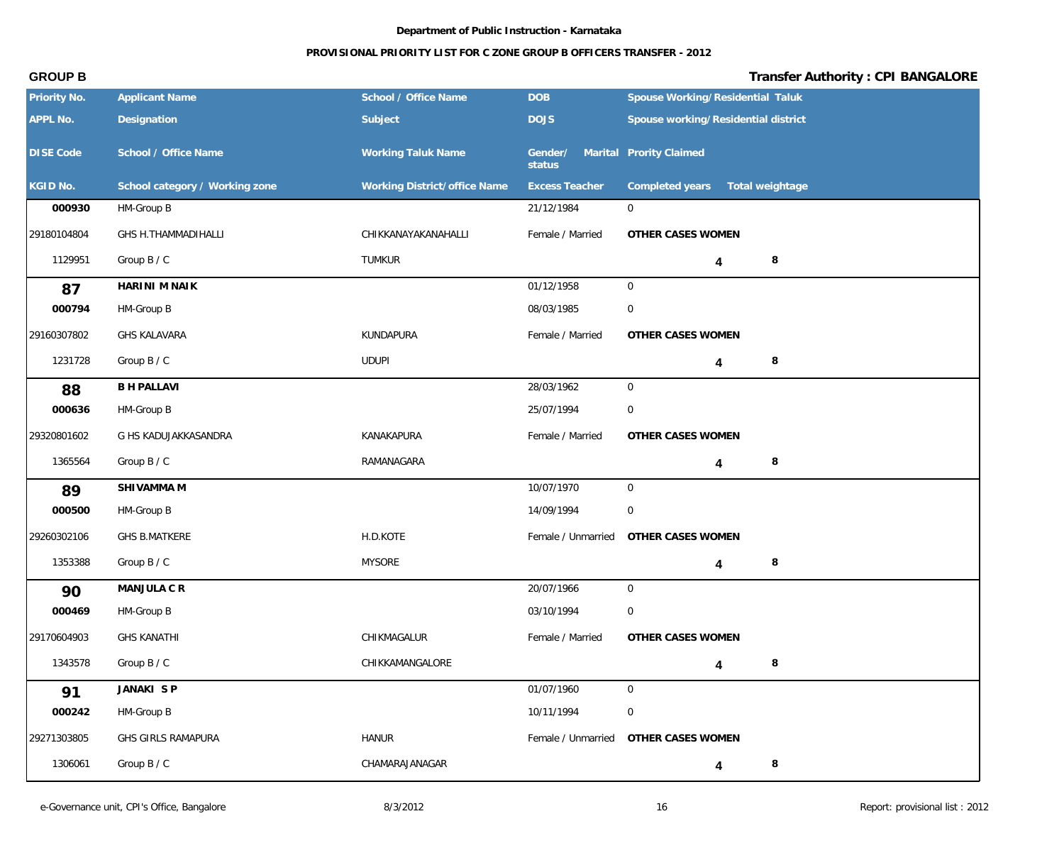**Department of Public Instruction - Karnataka**

**PROVISIONAL PRIORITY LIST FOR C ZONE GROUP B OFFICERS TRANSFER - 2012**

**GROUP B** | **Transfer Authority : CPI BANGALORE**

| Priority No. / APPL No. / DISE Code / KGID No. | Applicant Name / Designation / School / Office Name / School category / Working zone | School / Office Name / Subject / Working Taluk Name / Working District/office Name | DOB / DOJS / Gender/ Marital status / Excess Teacher | Spouse Working/Residential Taluk / Spouse working/Residential district / Prority Claimed / Completed years | Total weightage |
|---|---|---|---|---|---|
| 000930 | HM-Group B | | 21/12/1984 | 0 | |
| 29180104804 | GHS H.THAMMADIHALLI | CHIKKANAYAKANAHALLI | Female / Married | OTHER CASES WOMEN | |
| 1129951 | Group B / C | TUMKUR | | 4 | 8 |
| **87** | **HARINI M NAIK** | | 01/12/1958 | 0 | |
| 000794 | HM-Group B | | 08/03/1985 | 0 | |
| 29160307802 | GHS KALAVARA | KUNDAPURA | Female / Married | OTHER CASES WOMEN | |
| 1231728 | Group B / C | UDUPI | | 4 | 8 |
| **88** | **B H PALLAVI** | | 28/03/1962 | 0 | |
| 000636 | HM-Group B | | 25/07/1994 | 0 | |
| 29320801602 | G HS KADUJAKKASANDRA | KANAKAPURA | Female / Married | OTHER CASES WOMEN | |
| 1365564 | Group B / C | RAMANAGARA | | 4 | 8 |
| **89** | **SHIVAMMA M** | | 10/07/1970 | 0 | |
| 000500 | HM-Group B | | 14/09/1994 | 0 | |
| 29260302106 | GHS B.MATKERE | H.D.KOTE | Female / Unmarried | OTHER CASES WOMEN | |
| 1353388 | Group B / C | MYSORE | | 4 | 8 |
| **90** | **MANJULA C R** | | 20/07/1966 | 0 | |
| 000469 | HM-Group B | | 03/10/1994 | 0 | |
| 29170604903 | GHS KANATHI | CHIKMAGALUR | Female / Married | OTHER CASES WOMEN | |
| 1343578 | Group B / C | CHIKKAMANGALORE | | 4 | 8 |
| **91** | **JANAKI S P** | | 01/07/1960 | 0 | |
| 000242 | HM-Group B | | 10/11/1994 | 0 | |
| 29271303805 | GHS GIRLS RAMAPURA | HANUR | Female / Unmarried | OTHER CASES WOMEN | |
| 1306061 | Group B / C | CHAMARAJANAGAR | | 4 | 8 |

e-Governance unit, CPI's Office, Bangalore | 8/3/2012 | Report: provisional list : 2012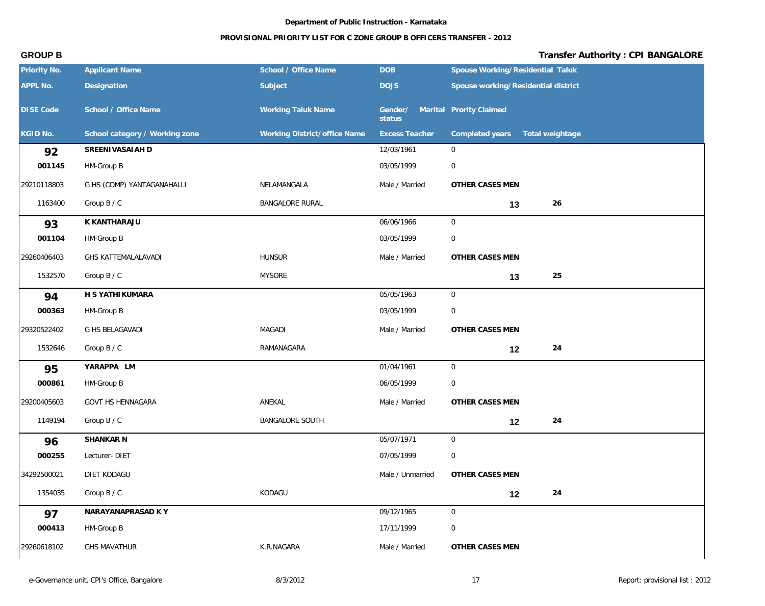**Department of Public Instruction - Karnataka**

**PROVISIONAL PRIORITY LIST FOR C ZONE GROUP B OFFICERS TRANSFER - 2012**

**GROUP B** | **Transfer Authority : CPI BANGALORE**

| Priority No. / APPL No. / DISE Code / KGID No. | Applicant Name / Designation / School / Office Name / School category / Working zone | School / Office Name / Subject / Working Taluk Name / Working District/office Name | DOB / DOJS / Gender/ Marital status / Excess Teacher | Spouse Working/Residential Taluk / Spouse working/Residential district / Prority Claimed / Completed years | Total weightage |
|---|---|---|---|---|---|
| **92** | **SREENIVASAIAH D** | | 12/03/1961 | 0 | |
| **001145** | HM-Group B | | 03/05/1999 | 0 | |
| 29210118803 | G HS (COMP) YANTAGANAHALLI | NELAMANGALA | Male / Married | **OTHER CASES MEN** | |
| 1163400 | Group B / C | BANGALORE RURAL | | **13** | **26** |
| **93** | **K KANTHARAJU** | | 06/06/1966 | 0 | |
| **001104** | HM-Group B | | 03/05/1999 | 0 | |
| 29260406403 | GHS KATTEMALALAVADI | HUNSUR | Male / Married | **OTHER CASES MEN** | |
| 1532570 | Group B / C | MYSORE | | **13** | **25** |
| **94** | **H S YATHIKUMARA** | | 05/05/1963 | 0 | |
| **000363** | HM-Group B | | 03/05/1999 | 0 | |
| 29320522402 | G HS BELAGAVADI | MAGADI | Male / Married | **OTHER CASES MEN** | |
| 1532646 | Group B / C | RAMANAGARA | | **12** | **24** |
| **95** | **YARAPPA LM** | | 01/04/1961 | 0 | |
| **000861** | HM-Group B | | 06/05/1999 | 0 | |
| 29200405603 | GOVT HS HENNAGARA | ANEKAL | Male / Married | **OTHER CASES MEN** | |
| 1149194 | Group B / C | BANGALORE SOUTH | | **12** | **24** |
| **96** | **SHANKAR N** | | 05/07/1971 | 0 | |
| **000255** | Lecturer- DIET | | 07/05/1999 | 0 | |
| 34292500021 | DIET KODAGU | | Male / Unmarried | **OTHER CASES MEN** | |
| 1354035 | Group B / C | KODAGU | | **12** | **24** |
| **97** | **NARAYANAPRASAD K Y** | | 09/12/1965 | 0 | |
| **000413** | HM-Group B | | 17/11/1999 | 0 | |
| 29260618102 | GHS MAVATHUR | K.R.NAGARA | Male / Married | **OTHER CASES MEN** | |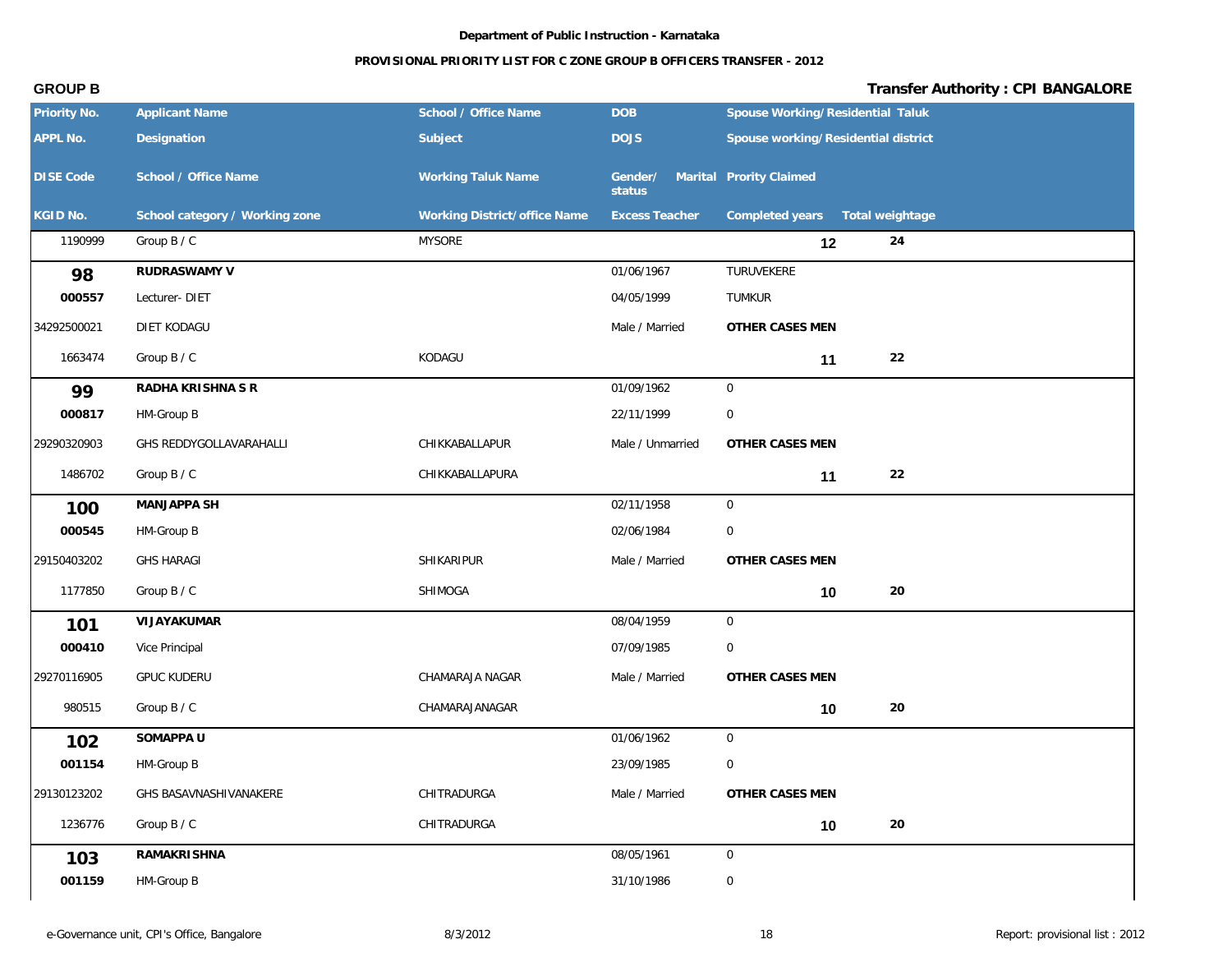Department of Public Instruction - Karnataka

**PROVISIONAL PRIORITY LIST FOR C ZONE GROUP B OFFICERS TRANSFER - 2012**

**GROUP B** **Transfer Authority : CPI BANGALORE**

| Priority No. | Applicant Name | School / Office Name | DOB | Spouse Working/Residential Taluk | |
|---|---|---|---|---|---|
| APPL No. | Designation | Subject | DOJS | Spouse working/Residential district | |
| DISE Code | School / Office Name | Working Taluk Name | Gender/ Marital status | Prority Claimed | |
| KGID No. | School category / Working zone | Working District/office Name | Excess Teacher | Completed years | Total weightage |
| 1190999 | Group B / C | MYSORE | | 12 | 24 |
| **98** | **RUDRASWAMY V** | | 01/06/1967 | TURUVEKERE | |
| **000557** | Lecturer- DIET | | 04/05/1999 | TUMKUR | |
| 34292500021 | DIET KODAGU | | Male / Married | **OTHER CASES MEN** | |
| 1663474 | Group B / C | KODAGU | | 11 | 22 |
| **99** | **RADHA KRISHNA S R** | | 01/09/1962 | 0 | |
| **000817** | HM-Group B | | 22/11/1999 | 0 | |
| 29290320903 | GHS REDDYGOLLAVARAHALLI | CHIKKABALLAPUR | Male / Unmarried | **OTHER CASES MEN** | |
| 1486702 | Group B / C | CHIKKABALLAPURA | | 11 | 22 |
| **100** | **MANJAPPA SH** | | 02/11/1958 | 0 | |
| **000545** | HM-Group B | | 02/06/1984 | 0 | |
| 29150403202 | GHS HARAGI | SHIKARIPUR | Male / Married | **OTHER CASES MEN** | |
| 1177850 | Group B / C | SHIMOGA | | 10 | 20 |
| **101** | **VIJAYAKUMAR** | | 08/04/1959 | 0 | |
| **000410** | Vice Principal | | 07/09/1985 | 0 | |
| 29270116905 | GPUC KUDERU | CHAMARAJA NAGAR | Male / Married | **OTHER CASES MEN** | |
| 980515 | Group B / C | CHAMARAJANAGAR | | 10 | 20 |
| **102** | **SOMAPPA U** | | 01/06/1962 | 0 | |
| **001154** | HM-Group B | | 23/09/1985 | 0 | |
| 29130123202 | GHS BASAVNASHIVANAKERE | CHITRADURGA | Male / Married | **OTHER CASES MEN** | |
| 1236776 | Group B / C | CHITRADURGA | | 10 | 20 |
| **103** | **RAMAKRISHNA** | | 08/05/1961 | 0 | |
| **001159** | HM-Group B | | 31/10/1986 | 0 | |

e-Governance unit, CPI's Office, Bangalore 8/3/2012 Report: provisional list : 2012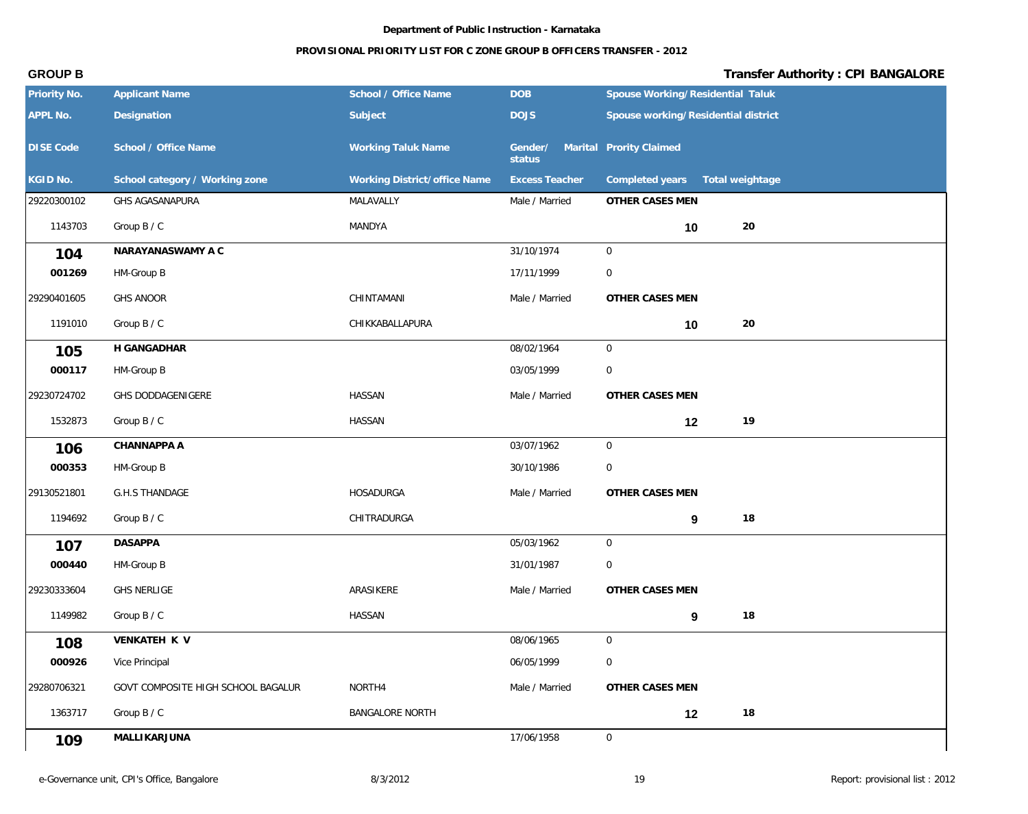**Department of Public Instruction - Karnataka**

**PROVISIONAL PRIORITY LIST FOR C ZONE GROUP B OFFICERS TRANSFER - 2012**

**GROUP B** **Transfer Authority : CPI BANGALORE**

| Priority No. / APPL No. / DISE Code / KGID No. | Applicant Name / Designation / School / Office Name / School category / Working zone | School / Office Name / Subject / Working Taluk Name / Working District/office Name | DOB / DOJS / Gender/ Marital status / Excess Teacher | Spouse Working/Residential Taluk / Spouse working/Residential district / Prority Claimed / Completed years | Total weightage |
|---|---|---|---|---|---|
| 29220300102 | GHS AGASANAPURA | MALAVALLY | Male / Married | OTHER CASES MEN | |
| 1143703 | Group B / C | MANDYA | | 10 | 20 |
| **104** | **NARAYANASWAMY A C** | | 31/10/1974 | 0 | |
| **001269** | HM-Group B | | 17/11/1999 | 0 | |
| 29290401605 | GHS ANOOR | CHINTAMANI | Male / Married | OTHER CASES MEN | |
| 1191010 | Group B / C | CHIKKABALLAPURA | | 10 | 20 |
| **105** | **H GANGADHAR** | | 08/02/1964 | 0 | |
| **000117** | HM-Group B | | 03/05/1999 | 0 | |
| 29230724702 | GHS DODDAGENIGERE | HASSAN | Male / Married | OTHER CASES MEN | |
| 1532873 | Group B / C | HASSAN | | 12 | 19 |
| **106** | **CHANNAPPA A** | | 03/07/1962 | 0 | |
| **000353** | HM-Group B | | 30/10/1986 | 0 | |
| 29130521801 | G.H.S THANDAGE | HOSADURGA | Male / Married | OTHER CASES MEN | |
| 1194692 | Group B / C | CHITRADURGA | | 9 | 18 |
| **107** | **DASAPPA** | | 05/03/1962 | 0 | |
| **000440** | HM-Group B | | 31/01/1987 | 0 | |
| 29230333604 | GHS NERLIGE | ARASIKERE | Male / Married | OTHER CASES MEN | |
| 1149982 | Group B / C | HASSAN | | 9 | 18 |
| **108** | **VENKATEH K V** | | 08/06/1965 | 0 | |
| **000926** | Vice Principal | | 06/05/1999 | 0 | |
| 29280706321 | GOVT COMPOSITE HIGH SCHOOL BAGALUR | NORTH4 | Male / Married | OTHER CASES MEN | |
| 1363717 | Group B / C | BANGALORE NORTH | | 12 | 18 |
| **109** | **MALLIKARJUNA** | | 17/06/1958 | 0 | |

e-Governance unit, CPI's Office, Bangalore — 8/3/2012 — Report: provisional list : 2012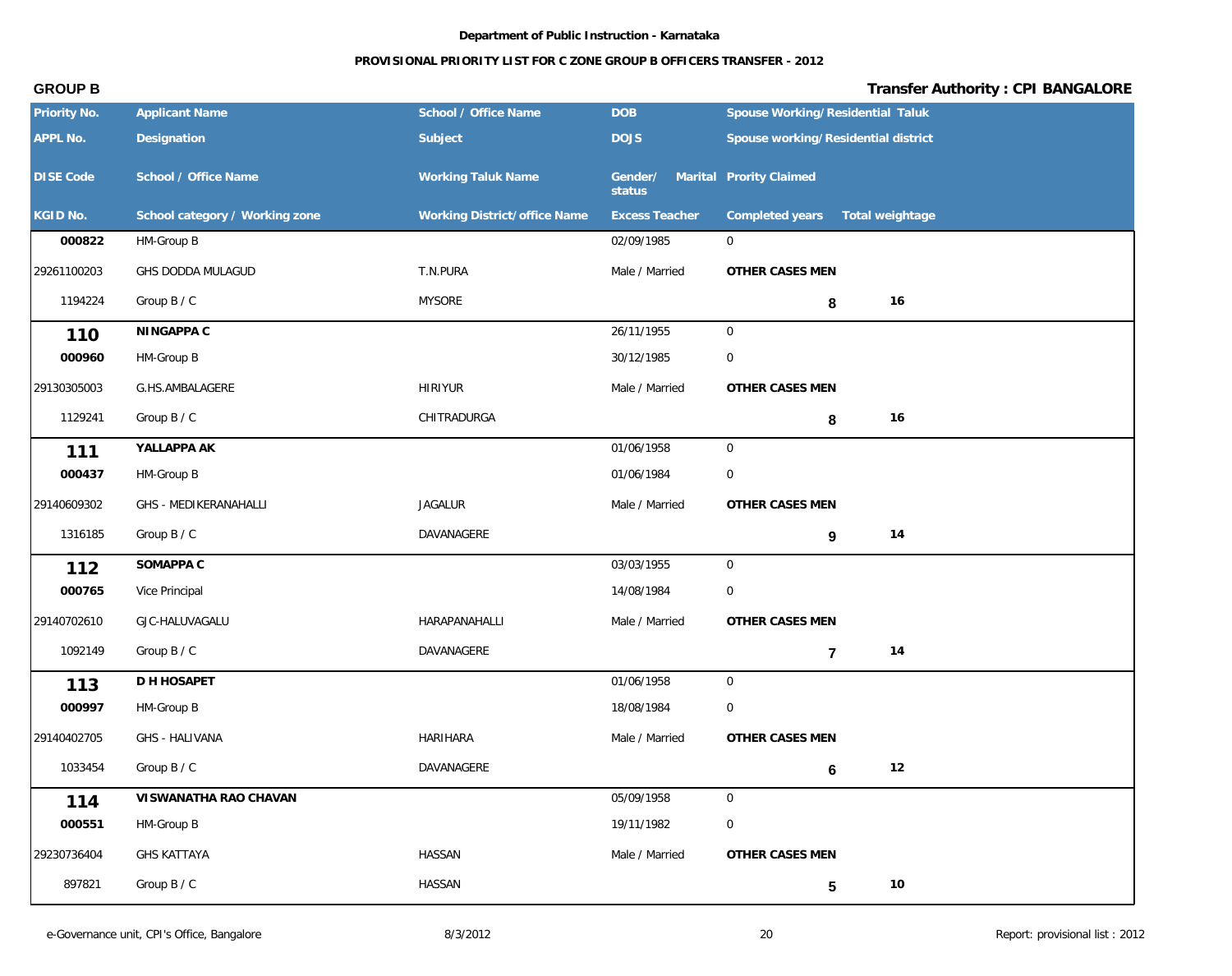Department of Public Instruction - Karnataka

**PROVISIONAL PRIORITY LIST FOR C ZONE GROUP B OFFICERS TRANSFER - 2012**

**GROUP B** — **Transfer Authority : CPI BANGALORE**

| Priority No. / APPL No. / DISE Code / KGID No. | Applicant Name / Designation / School / Office Name / School category / Working zone | School / Office Name / Subject / Working Taluk Name / Working District/office Name | DOB / DOJS / Gender/ Marital status / Excess Teacher | Spouse Working/Residential Taluk / Spouse working/Residential district / Prority Claimed / Completed years | Total weightage |
|---|---|---|---|---|---|
| 000822 | HM-Group B | | 02/09/1985 | 0 | |
| 29261100203 | GHS DODDA MULAGUD | T.N.PURA | Male / Married | OTHER CASES MEN | |
| 1194224 | Group B / C | MYSORE | | 8 | 16 |
| **110** | **NINGAPPA C** | | 26/11/1955 | 0 | |
| 000960 | HM-Group B | | 30/12/1985 | 0 | |
| 29130305003 | G.HS.AMBALAGERE | HIRIYUR | Male / Married | OTHER CASES MEN | |
| 1129241 | Group B / C | CHITRADURGA | | 8 | 16 |
| **111** | **YALLAPPA AK** | | 01/06/1958 | 0 | |
| 000437 | HM-Group B | | 01/06/1984 | 0 | |
| 29140609302 | GHS - MEDIKERANAHALLI | JAGALUR | Male / Married | OTHER CASES MEN | |
| 1316185 | Group B / C | DAVANAGERE | | 9 | 14 |
| **112** | **SOMAPPA C** | | 03/03/1955 | 0 | |
| 000765 | Vice Principal | | 14/08/1984 | 0 | |
| 29140702610 | GJC-HALUVAGALU | HARAPANAHALLI | Male / Married | OTHER CASES MEN | |
| 1092149 | Group B / C | DAVANAGERE | | 7 | 14 |
| **113** | **D H HOSAPET** | | 01/06/1958 | 0 | |
| 000997 | HM-Group B | | 18/08/1984 | 0 | |
| 29140402705 | GHS - HALIVANA | HARIHARA | Male / Married | OTHER CASES MEN | |
| 1033454 | Group B / C | DAVANAGERE | | 6 | 12 |
| **114** | **VISWANATHA RAO CHAVAN** | | 05/09/1958 | 0 | |
| 000551 | HM-Group B | | 19/11/1982 | 0 | |
| 29230736404 | GHS KATTAYA | HASSAN | Male / Married | OTHER CASES MEN | |
| 897821 | Group B / C | HASSAN | | 5 | 10 |

e-Governance unit, CPI's Office, Bangalore — 8/3/2012 — Report: provisional list : 2012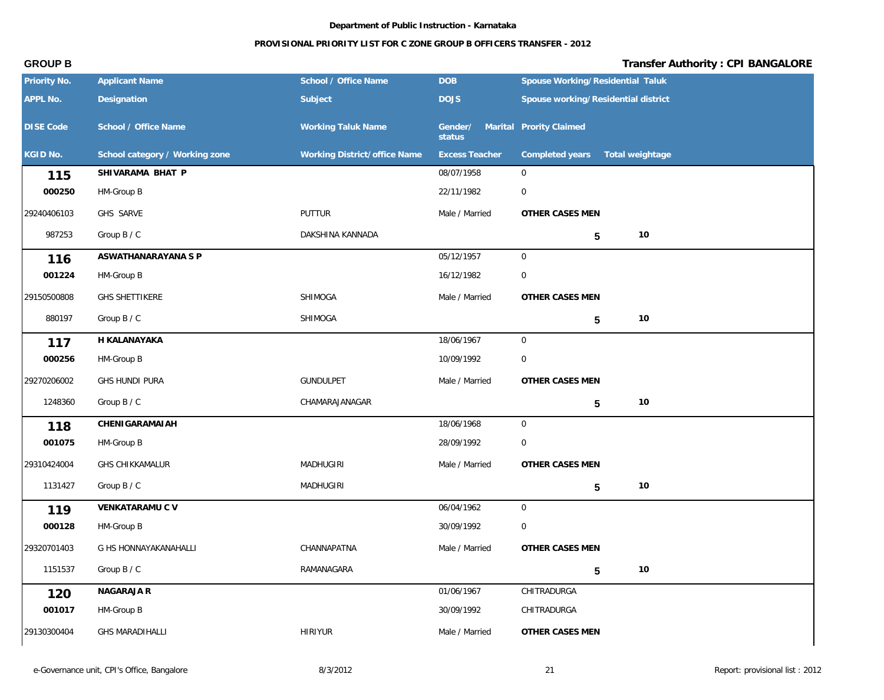Department of Public Instruction - Karnataka

PROVISIONAL PRIORITY LIST FOR C ZONE GROUP B OFFICERS TRANSFER - 2012

**GROUP B** — **Transfer Authority : CPI BANGALORE**

| Priority No. / APPL No. / DISE Code / KGID No. | Applicant Name / Designation / School / Office Name / School category / Working zone | School / Office Name / Subject / Working Taluk Name / Working District/office Name | DOB / DOJS / Gender/ Marital status / Excess Teacher | Spouse Working/Residential Taluk / Spouse working/Residential district / Prority Claimed / Completed years | Total weightage |
|---|---|---|---|---|---|
| **115** | **SHIVARAMA BHAT P** | | 08/07/1958 | 0 | |
| **000250** | HM-Group B | | 22/11/1982 | 0 | |
| 29240406103 | GHS SARVE | PUTTUR | Male / Married | **OTHER CASES MEN** | |
| 987253 | Group B / C | DAKSHINA KANNADA | | 5 | 10 |
| **116** | **ASWATHANARAYANA S P** | | 05/12/1957 | 0 | |
| **001224** | HM-Group B | | 16/12/1982 | 0 | |
| 29150500808 | GHS SHETTIKERE | SHIMOGA | Male / Married | **OTHER CASES MEN** | |
| 880197 | Group B / C | SHIMOGA | | 5 | 10 |
| **117** | **H KALANAYAKA** | | 18/06/1967 | 0 | |
| **000256** | HM-Group B | | 10/09/1992 | 0 | |
| 29270206002 | GHS HUNDI PURA | GUNDULPET | Male / Married | **OTHER CASES MEN** | |
| 1248360 | Group B / C | CHAMARAJANAGAR | | 5 | 10 |
| **118** | **CHENIGARAMAIAH** | | 18/06/1968 | 0 | |
| **001075** | HM-Group B | | 28/09/1992 | 0 | |
| 29310424004 | GHS CHIKKAMALUR | MADHUGIRI | Male / Married | **OTHER CASES MEN** | |
| 1131427 | Group B / C | MADHUGIRI | | 5 | 10 |
| **119** | **VENKATARAMU C V** | | 06/04/1962 | 0 | |
| **000128** | HM-Group B | | 30/09/1992 | 0 | |
| 29320701403 | G HS HONNAYAKANAHALLI | CHANNAPATNA | Male / Married | **OTHER CASES MEN** | |
| 1151537 | Group B / C | RAMANAGARA | | 5 | 10 |
| **120** | **NAGARAJA R** | | 01/06/1967 | CHITRADURGA | |
| **001017** | HM-Group B | | 30/09/1992 | CHITRADURGA | |
| 29130300404 | GHS MARADIHALLI | HIRIYUR | Male / Married | **OTHER CASES MEN** | |

e-Governance unit, CPI's Office, Bangalore — 8/3/2012 — Report: provisional list : 2012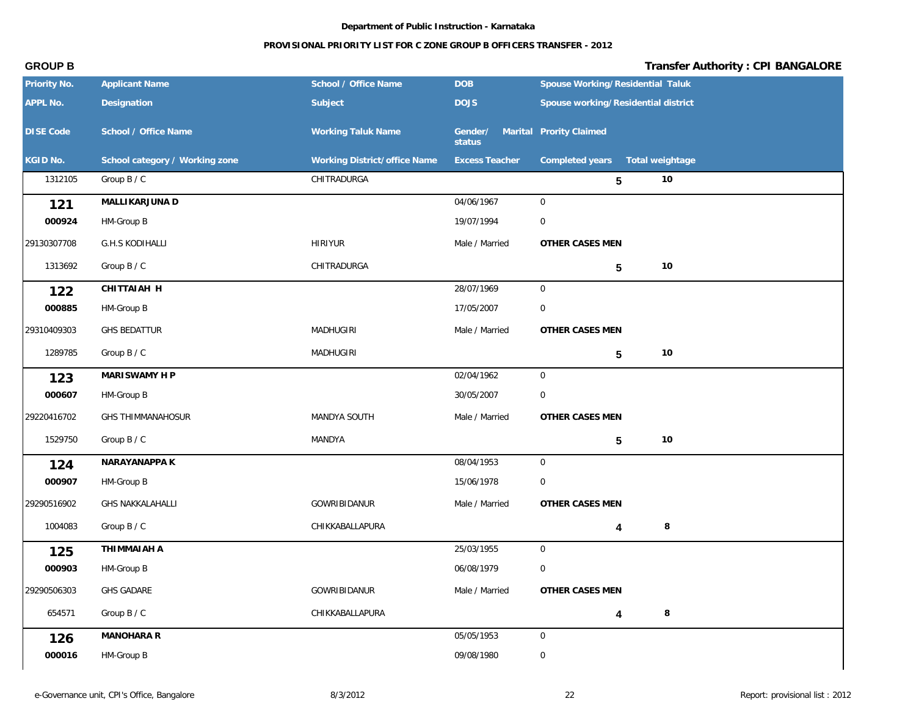**Department of Public Instruction - Karnataka**

**PROVISIONAL PRIORITY LIST FOR C ZONE GROUP B OFFICERS TRANSFER - 2012**

**GROUP B** | **Transfer Authority : CPI BANGALORE**

| Priority No. / APPL No. / DISE Code / KGID No. | Applicant Name / Designation / School / Office Name / School category / Working zone | School / Office Name / Subject / Working Taluk Name / Working District/office Name | DOB / DOJS / Gender/ Marital status / Excess Teacher | Spouse Working/Residential Taluk / Spouse working/Residential district / Prority Claimed / Completed years | Total weightage |
|---|---|---|---|---|---|
| 1312105 | Group B / C | CHITRADURGA | | 5 | 10 |
| **121** | **MALLIKARJUNA D** | | 04/06/1967 | 0 | |
| **000924** | HM-Group B | | 19/07/1994 | 0 | |
| 29130307708 | G.H.S KODIHALLI | HIRIYUR | Male / Married | **OTHER CASES MEN** | |
| 1313692 | Group B / C | CHITRADURGA | | 5 | 10 |
| **122** | **CHITTAIAH H** | | 28/07/1969 | 0 | |
| **000885** | HM-Group B | | 17/05/2007 | 0 | |
| 29310409303 | GHS BEDATTUR | MADHUGIRI | Male / Married | **OTHER CASES MEN** | |
| 1289785 | Group B / C | MADHUGIRI | | 5 | 10 |
| **123** | **MARISWAMY H P** | | 02/04/1962 | 0 | |
| **000607** | HM-Group B | | 30/05/2007 | 0 | |
| 29220416702 | GHS THIMMANAHOSUR | MANDYA SOUTH | Male / Married | **OTHER CASES MEN** | |
| 1529750 | Group B / C | MANDYA | | 5 | 10 |
| **124** | **NARAYANAPPA K** | | 08/04/1953 | 0 | |
| **000907** | HM-Group B | | 15/06/1978 | 0 | |
| 29290516902 | GHS NAKKALAHALLI | GOWRIBIDANUR | Male / Married | **OTHER CASES MEN** | |
| 1004083 | Group B / C | CHIKKABALLAPURA | | 4 | 8 |
| **125** | **THIMMAIAH A** | | 25/03/1955 | 0 | |
| **000903** | HM-Group B | | 06/08/1979 | 0 | |
| 29290506303 | GHS GADARE | GOWRIBIDANUR | Male / Married | **OTHER CASES MEN** | |
| 654571 | Group B / C | CHIKKABALLAPURA | | 4 | 8 |
| **126** | **MANOHARA R** | | 05/05/1953 | 0 | |
| **000016** | HM-Group B | | 09/08/1980 | 0 | |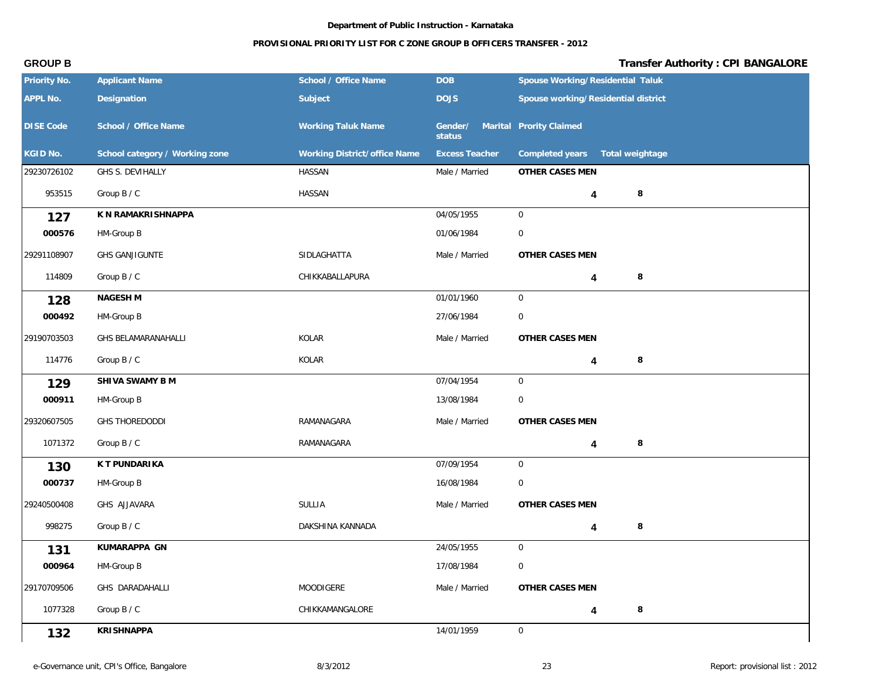Department of Public Instruction - Karnataka

PROVISIONAL PRIORITY LIST FOR C ZONE GROUP B OFFICERS TRANSFER - 2012

**GROUP B** **Transfer Authority : CPI BANGALORE**

| Priority No. | Applicant Name | School / Office Name | DOB | Spouse Working/Residential Taluk | |
|---|---|---|---|---|---|
| APPL No. | Designation | Subject | DOJS | Spouse working/Residential district | |
| DISE Code | School / Office Name | Working Taluk Name | Gender/ Marital status | Prority Claimed | |
| KGID No. | School category / Working zone | Working District/office Name | Excess Teacher | Completed years | Total weightage |
| 29230726102 | GHS S. DEVIHALLY | HASSAN | Male / Married | OTHER CASES MEN | |
| 953515 | Group B / C | HASSAN | | 4 | 8 |
| **127** | **K N RAMAKRISHNAPPA** | | 04/05/1955 | 0 | |
| **000576** | HM-Group B | | 01/06/1984 | 0 | |
| 29291108907 | GHS GANJIGUNTE | SIDLAGHATTA | Male / Married | OTHER CASES MEN | |
| 114809 | Group B / C | CHIKKABALLAPURA | | 4 | 8 |
| **128** | **NAGESH M** | | 01/01/1960 | 0 | |
| **000492** | HM-Group B | | 27/06/1984 | 0 | |
| 29190703503 | GHS BELAMARANAHALLI | KOLAR | Male / Married | OTHER CASES MEN | |
| 114776 | Group B / C | KOLAR | | 4 | 8 |
| **129** | **SHIVA SWAMY B M** | | 07/04/1954 | 0 | |
| **000911** | HM-Group B | | 13/08/1984 | 0 | |
| 29320607505 | GHS THOREDODDI | RAMANAGARA | Male / Married | OTHER CASES MEN | |
| 1071372 | Group B / C | RAMANAGARA | | 4 | 8 |
| **130** | **K T PUNDARIKA** | | 07/09/1954 | 0 | |
| **000737** | HM-Group B | | 16/08/1984 | 0 | |
| 29240500408 | GHS AJJAVARA | SULLIA | Male / Married | OTHER CASES MEN | |
| 998275 | Group B / C | DAKSHINA KANNADA | | 4 | 8 |
| **131** | **KUMARAPPA GN** | | 24/05/1955 | 0 | |
| **000964** | HM-Group B | | 17/08/1984 | 0 | |
| 29170709506 | GHS DARADAHALLI | MOODIGERE | Male / Married | OTHER CASES MEN | |
| 1077328 | Group B / C | CHIKKAMANGALORE | | 4 | 8 |
| **132** | **KRISHNAPPA** | | 14/01/1959 | 0 | |

e-Governance unit, CPI's Office, Bangalore 8/3/2012 Report: provisional list : 2012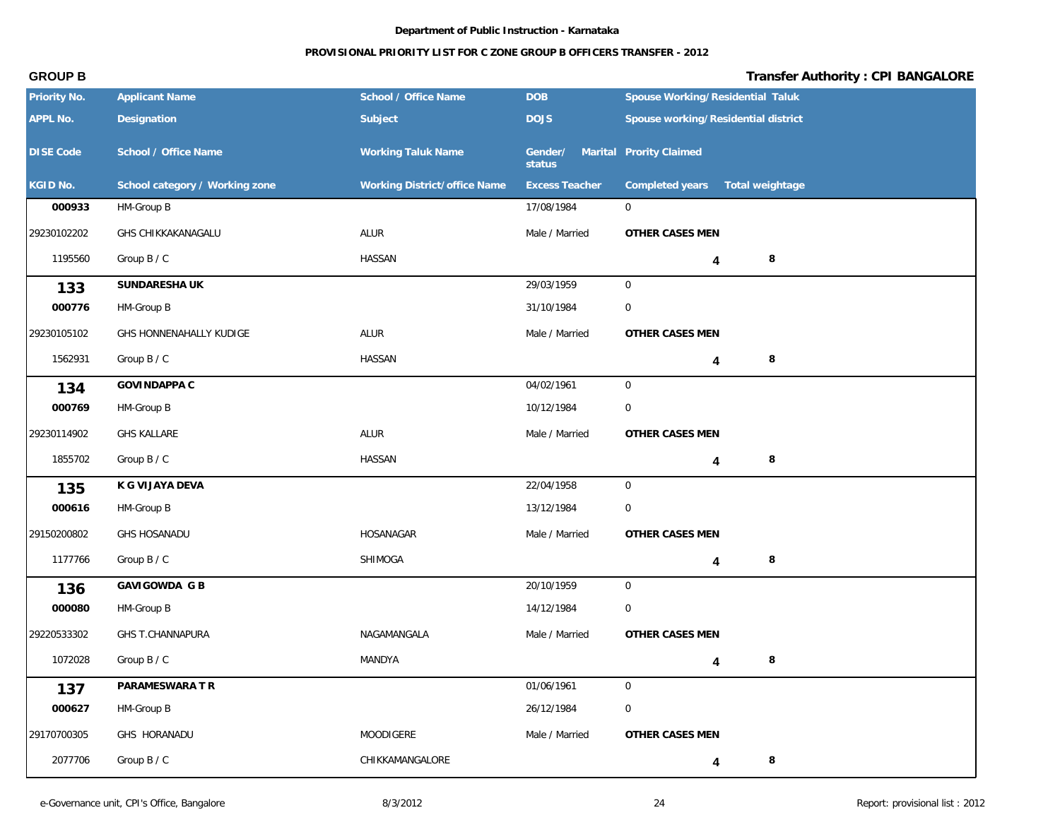**Department of Public Instruction - Karnataka**

**PROVISIONAL PRIORITY LIST FOR C ZONE GROUP B OFFICERS TRANSFER - 2012**

**GROUP B** | **Transfer Authority : CPI BANGALORE**

| Priority No. / APPL No. / DISE Code / KGID No. | Applicant Name / Designation / School / Office Name / School category / Working zone | School / Office Name / Subject / Working Taluk Name / Working District/office Name | DOB / DOJS / Gender/ Marital status / Excess Teacher | Spouse Working/Residential Taluk / Spouse working/Residential district / Prority Claimed / Completed years | Total weightage |
|---|---|---|---|---|---|
| | | | | | |
| 000933 | HM-Group B | | 17/08/1984 | 0 | |
| 29230102202 | GHS CHIKKAKANAGALU | ALUR | Male / Married | OTHER CASES MEN | |
| 1195560 | Group B / C | HASSAN | | 4 | 8 |
| **133** | **SUNDARESHA UK** | | 29/03/1959 | 0 | |
| **000776** | HM-Group B | | 31/10/1984 | 0 | |
| 29230105102 | GHS HONNENAHALLY KUDIGE | ALUR | Male / Married | OTHER CASES MEN | |
| 1562931 | Group B / C | HASSAN | | 4 | 8 |
| **134** | **GOVINDAPPA C** | | 04/02/1961 | 0 | |
| **000769** | HM-Group B | | 10/12/1984 | 0 | |
| 29230114902 | GHS KALLARE | ALUR | Male / Married | OTHER CASES MEN | |
| 1855702 | Group B / C | HASSAN | | 4 | 8 |
| **135** | **K G VIJAYA DEVA** | | 22/04/1958 | 0 | |
| **000616** | HM-Group B | | 13/12/1984 | 0 | |
| 29150200802 | GHS HOSANADU | HOSANAGAR | Male / Married | OTHER CASES MEN | |
| 1177766 | Group B / C | SHIMOGA | | 4 | 8 |
| **136** | **GAVIGOWDA G B** | | 20/10/1959 | 0 | |
| **000080** | HM-Group B | | 14/12/1984 | 0 | |
| 29220533302 | GHS T.CHANNAPURA | NAGAMANGALA | Male / Married | OTHER CASES MEN | |
| 1072028 | Group B / C | MANDYA | | 4 | 8 |
| **137** | **PARAMESWARA T R** | | 01/06/1961 | 0 | |
| **000627** | HM-Group B | | 26/12/1984 | 0 | |
| 29170700305 | GHS HORANADU | MOODIGERE | Male / Married | OTHER CASES MEN | |
| 2077706 | Group B / C | CHIKKAMANGALORE | | 4 | 8 |

e-Governance unit, CPI's Office, Bangalore | 8/3/2012 | Report: provisional list : 2012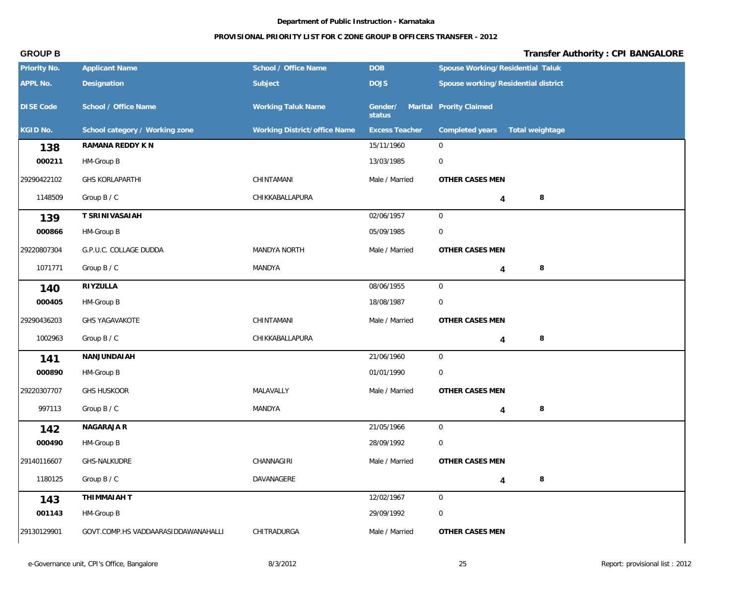**Department of Public Instruction - Karnataka**

**PROVISIONAL PRIORITY LIST FOR C ZONE GROUP B OFFICERS TRANSFER - 2012**

**GROUP B** | **Transfer Authority : CPI BANGALORE**

| Priority No. / APPL No. / DISE Code / KGID No. | Applicant Name / Designation / School / Office Name / School category / Working zone | School / Office Name / Subject / Working Taluk Name / Working District/office Name | DOB / DOJS / Gender/ Marital status / Excess Teacher | Spouse Working/Residential Taluk / Spouse working/Residential district / Prority Claimed / Completed years | Total weightage |
|---|---|---|---|---|---|
| **138** | **RAMANA REDDY K N** | | 15/11/1960 | 0 | |
| **000211** | HM-Group B | | 13/03/1985 | 0 | |
| 29290422102 | GHS KORLAPARTHI | CHINTAMANI | Male / Married | **OTHER CASES MEN** | |
| 1148509 | Group B / C | CHIKKABALLAPURA | | **4** | **8** |
| **139** | **T SRINIVASAIAH** | | 02/06/1957 | 0 | |
| **000866** | HM-Group B | | 05/09/1985 | 0 | |
| 29220807304 | G.P.U.C. COLLAGE DUDDA | MANDYA NORTH | Male / Married | **OTHER CASES MEN** | |
| 1071771 | Group B / C | MANDYA | | **4** | **8** |
| **140** | **RIYZULLA** | | 08/06/1955 | 0 | |
| **000405** | HM-Group B | | 18/08/1987 | 0 | |
| 29290436203 | GHS YAGAVAKOTE | CHINTAMANI | Male / Married | **OTHER CASES MEN** | |
| 1002963 | Group B / C | CHIKKABALLAPURA | | **4** | **8** |
| **141** | **NANJUNDAIAH** | | 21/06/1960 | 0 | |
| **000890** | HM-Group B | | 01/01/1990 | 0 | |
| 29220307707 | GHS HUSKOOR | MALAVALLY | Male / Married | **OTHER CASES MEN** | |
| 997113 | Group B / C | MANDYA | | **4** | **8** |
| **142** | **NAGARAJA R** | | 21/05/1966 | 0 | |
| **000490** | HM-Group B | | 28/09/1992 | 0 | |
| 29140116607 | GHS-NALKUDRE | CHANNAGIRI | Male / Married | **OTHER CASES MEN** | |
| 1180125 | Group B / C | DAVANAGERE | | **4** | **8** |
| **143** | **THIMMAIAH T** | | 12/02/1967 | 0 | |
| **001143** | HM-Group B | | 29/09/1992 | 0 | |
| 29130129901 | GOVT.COMP.HS VADDAARASIDDAWANAHALLI | CHITRADURGA | Male / Married | **OTHER CASES MEN** | |

e-Governance unit, CPI's Office, Bangalore | 8/3/2012 | Report: provisional list : 2012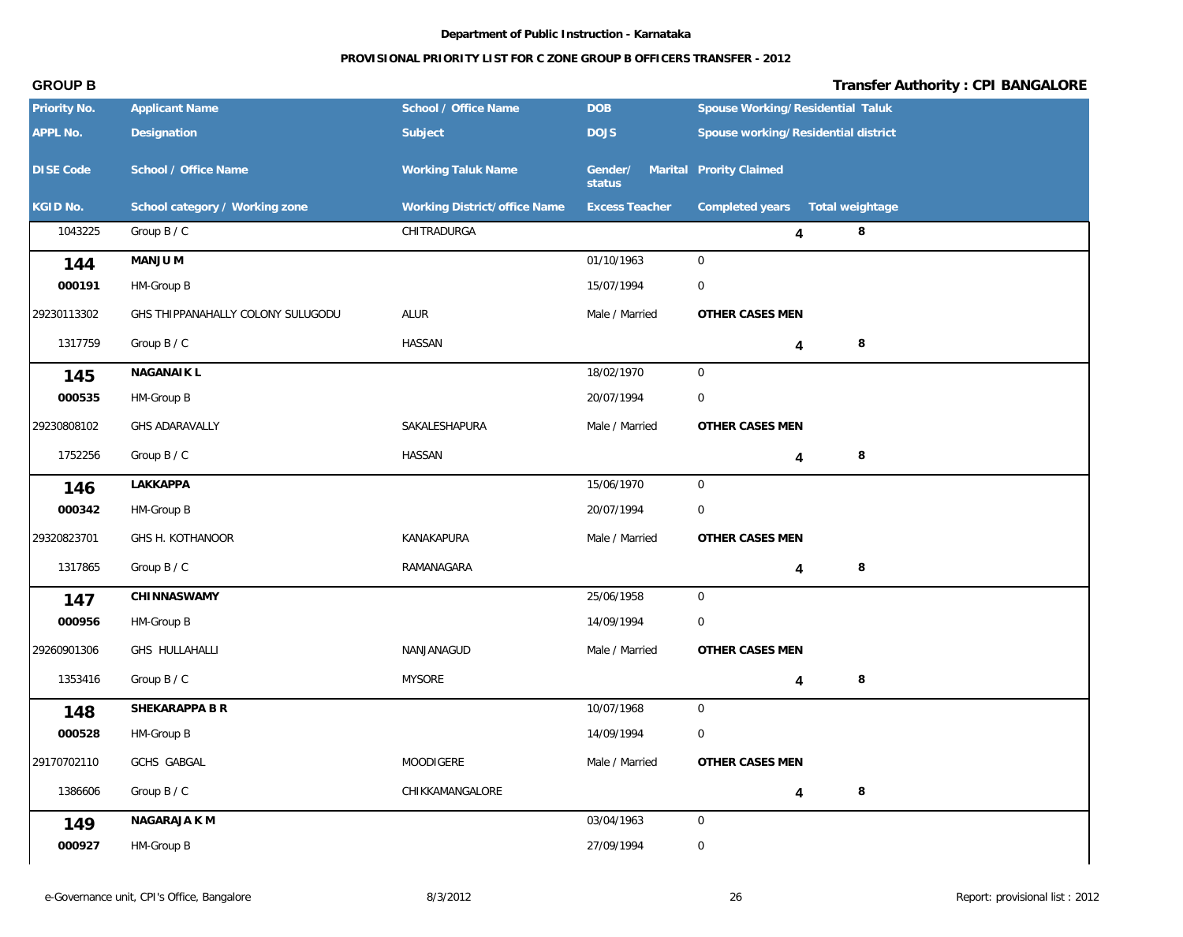Department of Public Instruction - Karnataka

**PROVISIONAL PRIORITY LIST FOR C ZONE GROUP B OFFICERS TRANSFER - 2012**

**GROUP B** | **Transfer Authority : CPI BANGALORE**

| Priority No. / APPL No. / DISE Code / KGID No. | Applicant Name / Designation / School / Office Name / School category / Working zone | School / Office Name / Subject / Working Taluk Name / Working District/office Name | DOB / DOJS / Gender/ Marital status / Excess Teacher | Spouse Working/Residential Taluk / Spouse working/Residential district / Prority Claimed / Completed years | Total weightage |
|---|---|---|---|---|---|
| 1043225 | Group B / C | CHITRADURGA | | 4 | 8 |
| **144** | **MANJU M** | | 01/10/1963 | 0 | |
| **000191** | HM-Group B | | 15/07/1994 | 0 | |
| 29230113302 | GHS THIPPANAHALLY COLONY SULUGODU | ALUR | Male / Married | **OTHER CASES MEN** | |
| 1317759 | Group B / C | HASSAN | | 4 | 8 |
| **145** | **NAGANAIK L** | | 18/02/1970 | 0 | |
| **000535** | HM-Group B | | 20/07/1994 | 0 | |
| 29230808102 | GHS ADARAVALLY | SAKALESHAPURA | Male / Married | **OTHER CASES MEN** | |
| 1752256 | Group B / C | HASSAN | | 4 | 8 |
| **146** | **LAKKAPPA** | | 15/06/1970 | 0 | |
| **000342** | HM-Group B | | 20/07/1994 | 0 | |
| 29320823701 | GHS H. KOTHANOOR | KANAKAPURA | Male / Married | **OTHER CASES MEN** | |
| 1317865 | Group B / C | RAMANAGARA | | 4 | 8 |
| **147** | **CHINNASWAMY** | | 25/06/1958 | 0 | |
| **000956** | HM-Group B | | 14/09/1994 | 0 | |
| 29260901306 | GHS HULLAHALLI | NANJANAGUD | Male / Married | **OTHER CASES MEN** | |
| 1353416 | Group B / C | MYSORE | | 4 | 8 |
| **148** | **SHEKARAPPA B R** | | 10/07/1968 | 0 | |
| **000528** | HM-Group B | | 14/09/1994 | 0 | |
| 29170702110 | GCHS GABGAL | MOODIGERE | Male / Married | **OTHER CASES MEN** | |
| 1386606 | Group B / C | CHIKKAMANGALORE | | 4 | 8 |
| **149** | **NAGARAJA K M** | | 03/04/1963 | 0 | |
| **000927** | HM-Group B | | 27/09/1994 | 0 | |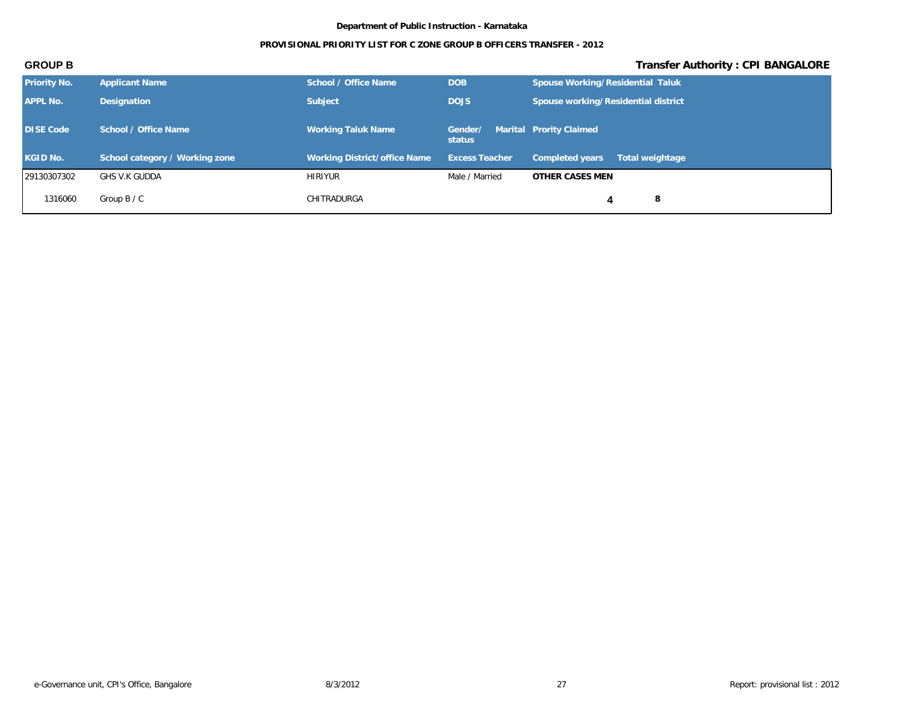**Department of Public Instruction - Karnataka**

**PROVISIONAL PRIORITY LIST FOR C ZONE GROUP B OFFICERS TRANSFER - 2012**

**GROUP B** **Transfer Authority : CPI BANGALORE**

| Priority No. / APPL No. / DISE Code / KGID No. | Applicant Name / Designation / School / Office Name / School category / Working zone | School / Office Name / Subject / Working Taluk Name / Working District/office Name | DOB / DOJS / Gender/ Marital status / Excess Teacher | Spouse Working/Residential Taluk / Spouse working/Residential district / Prority Claimed / Completed years | Total weightage |
|---|---|---|---|---|---|
| 29130307302 | GHS V.K GUDDA | HIRIYUR | Male / Married | **OTHER CASES MEN** | |
| 1316060 | Group B / C | CHITRADURGA | | **4** | **8** |